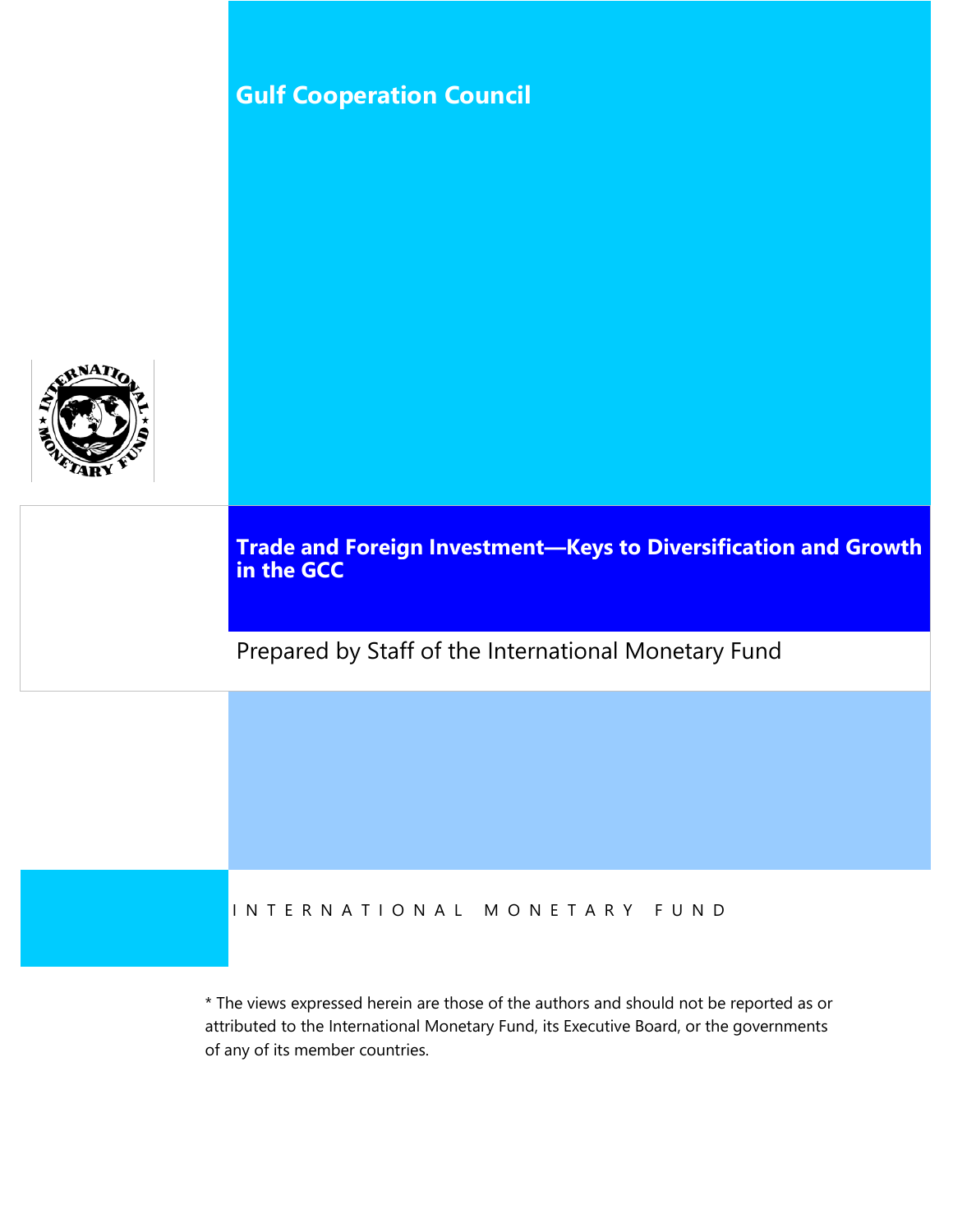# Gulf Cooperation Council

## Trade and Foreign Investment—Keys to Diversification and Growth in the GCC

Prepared by Staff of the International Monetary Fund

I N T E R N A T I O N A L   M O N E T A R Y   F U N D

* The views expressed herein are those of the authors and should not be reported as or attributed to the International Monetary Fund, its Executive Board, or the governments of any of its member countries.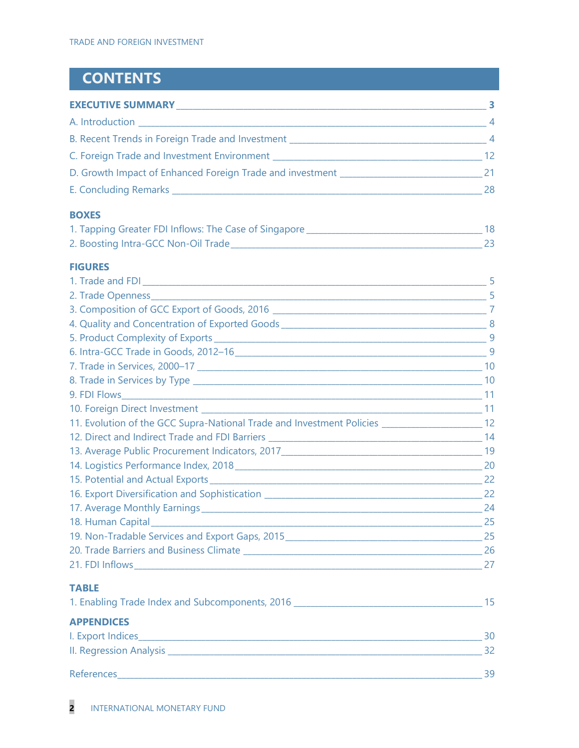# CONTENTS

**EXECUTIVE SUMMARY** __________ **3**

A. Introduction __________ 4

B. Recent Trends in Foreign Trade and Investment __________ 4

C. Foreign Trade and Investment Environment __________ 12

D. Growth Impact of Enhanced Foreign Trade and investment __________ 21

E. Concluding Remarks __________ 28

## BOXES

1. Tapping Greater FDI Inflows: The Case of Singapore __________ 18
2. Boosting Intra-GCC Non-Oil Trade __________ 23

## FIGURES

1. Trade and FDI __________ 5
2. Trade Openness __________ 5
3. Composition of GCC Export of Goods, 2016 __________ 7
4. Quality and Concentration of Exported Goods __________ 8
5. Product Complexity of Exports __________ 9
6. Intra-GCC Trade in Goods, 2012–16 __________ 9
7. Trade in Services, 2000–17 __________ 10
8. Trade in Services by Type __________ 10
9. FDI Flows __________ 11
10. Foreign Direct Investment __________ 11
11. Evolution of the GCC Supra-National Trade and Investment Policies __________ 12
12. Direct and Indirect Trade and FDI Barriers __________ 14
13. Average Public Procurement Indicators, 2017 __________ 19
14. Logistics Performance Index, 2018 __________ 20
15. Potential and Actual Exports __________ 22
16. Export Diversification and Sophistication __________ 22
17. Average Monthly Earnings __________ 24
18. Human Capital __________ 25
19. Non-Tradable Services and Export Gaps, 2015 __________ 25
20. Trade Barriers and Business Climate __________ 26
21. FDI Inflows __________ 27

## TABLE

1. Enabling Trade Index and Subcomponents, 2016 __________ 15

## APPENDICES

I. Export Indices __________ 30

II. Regression Analysis __________ 32

References __________ 39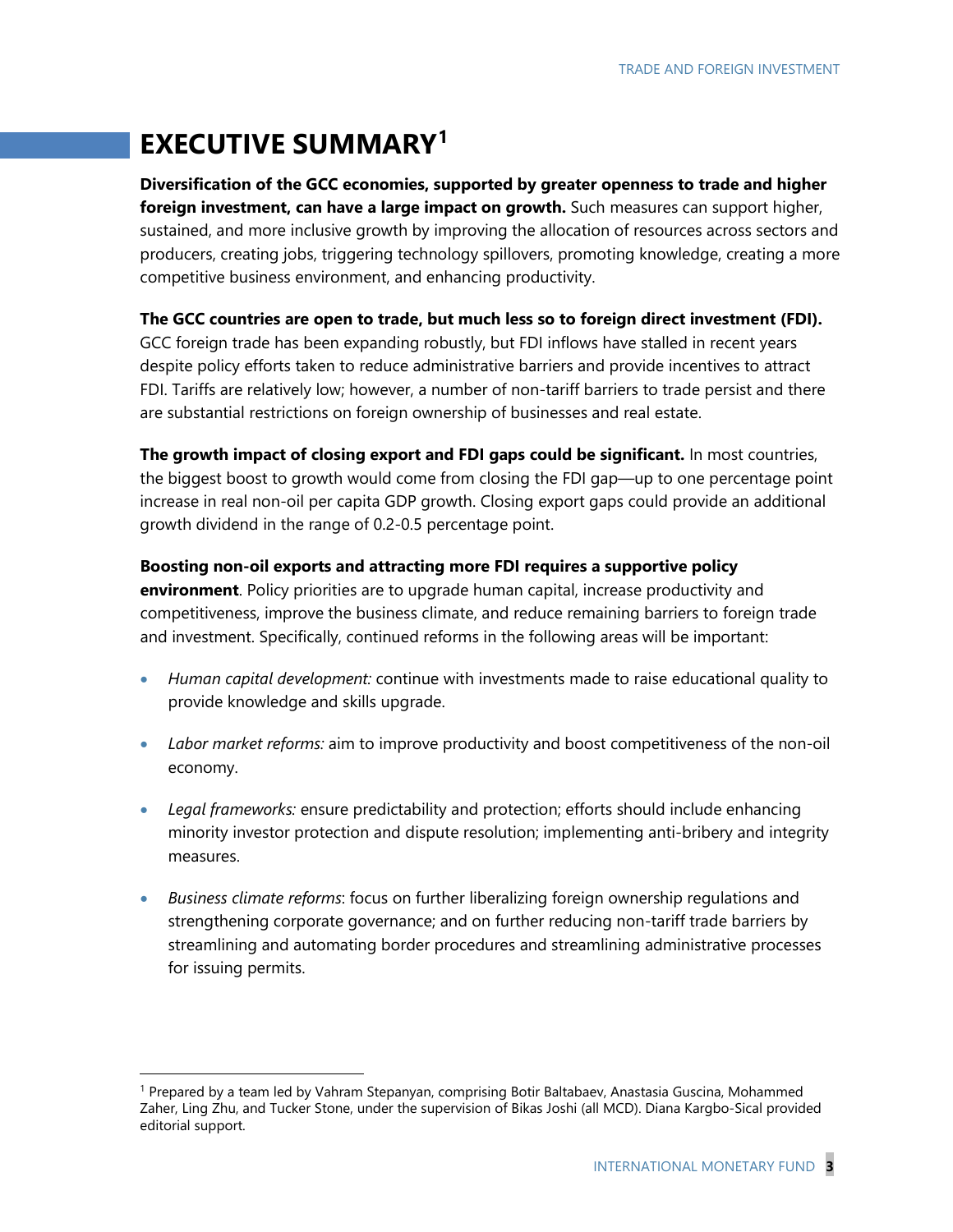# EXECUTIVE SUMMARY[1]

**Diversification of the GCC economies, supported by greater openness to trade and higher foreign investment, can have a large impact on growth.** Such measures can support higher, sustained, and more inclusive growth by improving the allocation of resources across sectors and producers, creating jobs, triggering technology spillovers, promoting knowledge, creating a more competitive business environment, and enhancing productivity.

**The GCC countries are open to trade, but much less so to foreign direct investment (FDI).** GCC foreign trade has been expanding robustly, but FDI inflows have stalled in recent years despite policy efforts taken to reduce administrative barriers and provide incentives to attract FDI. Tariffs are relatively low; however, a number of non-tariff barriers to trade persist and there are substantial restrictions on foreign ownership of businesses and real estate.

**The growth impact of closing export and FDI gaps could be significant.** In most countries, the biggest boost to growth would come from closing the FDI gap—up to one percentage point increase in real non-oil per capita GDP growth. Closing export gaps could provide an additional growth dividend in the range of 0.2-0.5 percentage point.

**Boosting non-oil exports and attracting more FDI requires a supportive policy environment**. Policy priorities are to upgrade human capital, increase productivity and competitiveness, improve the business climate, and reduce remaining barriers to foreign trade and investment. Specifically, continued reforms in the following areas will be important:

- *Human capital development:* continue with investments made to raise educational quality to provide knowledge and skills upgrade.
- *Labor market reforms:* aim to improve productivity and boost competitiveness of the non-oil economy.
- *Legal frameworks:* ensure predictability and protection; efforts should include enhancing minority investor protection and dispute resolution; implementing anti-bribery and integrity measures.
- *Business climate reforms*: focus on further liberalizing foreign ownership regulations and strengthening corporate governance; and on further reducing non-tariff trade barriers by streamlining and automating border procedures and streamlining administrative processes for issuing permits.

[1] Prepared by a team led by Vahram Stepanyan, comprising Botir Baltabaev, Anastasia Guscina, Mohammed Zaher, Ling Zhu, and Tucker Stone, under the supervision of Bikas Joshi (all MCD). Diana Kargbo-Sical provided editorial support.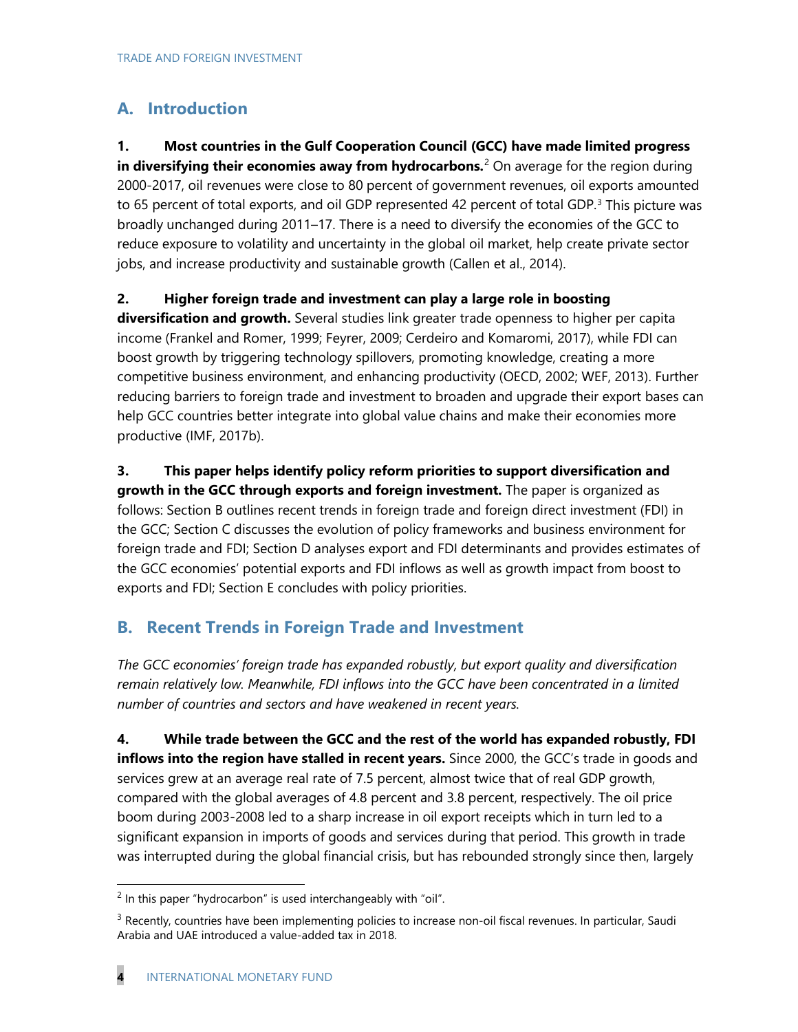## A. Introduction

**1. Most countries in the Gulf Cooperation Council (GCC) have made limited progress in diversifying their economies away from hydrocarbons.**[2] On average for the region during 2000-2017, oil revenues were close to 80 percent of government revenues, oil exports amounted to 65 percent of total exports, and oil GDP represented 42 percent of total GDP.[3] This picture was broadly unchanged during 2011–17. There is a need to diversify the economies of the GCC to reduce exposure to volatility and uncertainty in the global oil market, help create private sector jobs, and increase productivity and sustainable growth (Callen et al., 2014).

**2. Higher foreign trade and investment can play a large role in boosting diversification and growth.** Several studies link greater trade openness to higher per capita income (Frankel and Romer, 1999; Feyrer, 2009; Cerdeiro and Komaromi, 2017), while FDI can boost growth by triggering technology spillovers, promoting knowledge, creating a more competitive business environment, and enhancing productivity (OECD, 2002; WEF, 2013). Further reducing barriers to foreign trade and investment to broaden and upgrade their export bases can help GCC countries better integrate into global value chains and make their economies more productive (IMF, 2017b).

**3. This paper helps identify policy reform priorities to support diversification and growth in the GCC through exports and foreign investment.** The paper is organized as follows: Section B outlines recent trends in foreign trade and foreign direct investment (FDI) in the GCC; Section C discusses the evolution of policy frameworks and business environment for foreign trade and FDI; Section D analyses export and FDI determinants and provides estimates of the GCC economies' potential exports and FDI inflows as well as growth impact from boost to exports and FDI; Section E concludes with policy priorities.

## B. Recent Trends in Foreign Trade and Investment

*The GCC economies' foreign trade has expanded robustly, but export quality and diversification remain relatively low. Meanwhile, FDI inflows into the GCC have been concentrated in a limited number of countries and sectors and have weakened in recent years.*

**4. While trade between the GCC and the rest of the world has expanded robustly, FDI inflows into the region have stalled in recent years.** Since 2000, the GCC's trade in goods and services grew at an average real rate of 7.5 percent, almost twice that of real GDP growth, compared with the global averages of 4.8 percent and 3.8 percent, respectively. The oil price boom during 2003-2008 led to a sharp increase in oil export receipts which in turn led to a significant expansion in imports of goods and services during that period. This growth in trade was interrupted during the global financial crisis, but has rebounded strongly since then, largely

---

[2] In this paper "hydrocarbon" is used interchangeably with "oil".

[3] Recently, countries have been implementing policies to increase non-oil fiscal revenues. In particular, Saudi Arabia and UAE introduced a value-added tax in 2018.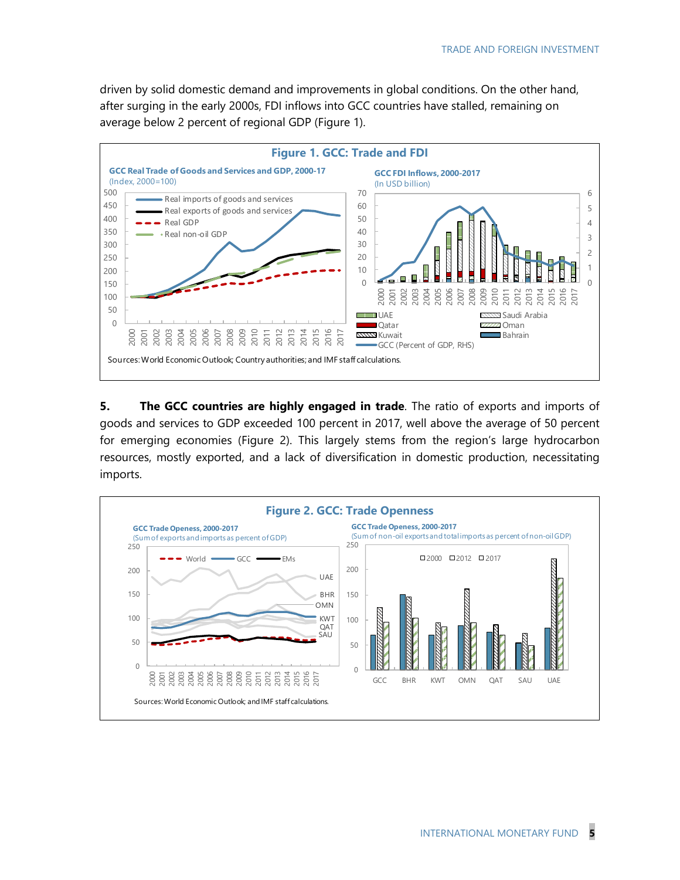driven by solid domestic demand and improvements in global conditions. On the other hand, after surging in the early 2000s, FDI inflows into GCC countries have stalled, remaining on average below 2 percent of regional GDP (Figure 1).

**Figure 1. GCC: Trade and FDI**

GCC Real Trade of Goods and Services and GDP, 2000-17 (Index, 2000=100)

GCC FDI Inflows, 2000-2017 (In USD billion)

Sources: World Economic Outlook; Country authorities; and IMF staff calculations.

**5. The GCC countries are highly engaged in trade**. The ratio of exports and imports of goods and services to GDP exceeded 100 percent in 2017, well above the average of 50 percent for emerging economies (Figure 2). This largely stems from the region's large hydrocarbon resources, mostly exported, and a lack of diversification in domestic production, necessitating imports.

**Figure 2. GCC: Trade Openness**

GCC Trade Openess, 2000-2017 (Sum of exports and imports as percent of GDP)

GCC Trade Openess, 2000-2017 (Sum of non-oil exports and total imports as percent of non-oil GDP)

Sources: World Economic Outlook; and IMF staff calculations.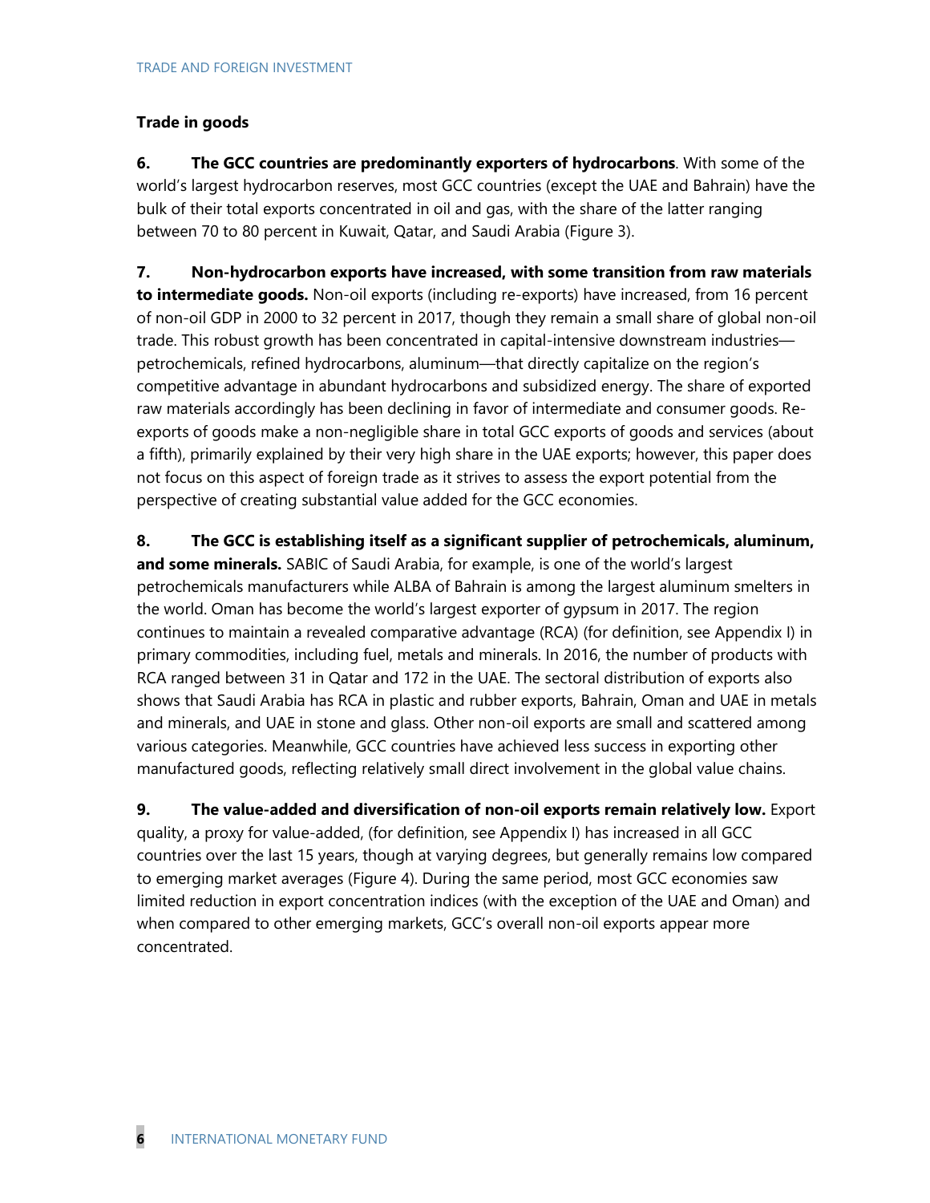### Trade in goods

**6. The GCC countries are predominantly exporters of hydrocarbons**. With some of the world's largest hydrocarbon reserves, most GCC countries (except the UAE and Bahrain) have the bulk of their total exports concentrated in oil and gas, with the share of the latter ranging between 70 to 80 percent in Kuwait, Qatar, and Saudi Arabia (Figure 3).

**7. Non-hydrocarbon exports have increased, with some transition from raw materials to intermediate goods.** Non-oil exports (including re-exports) have increased, from 16 percent of non-oil GDP in 2000 to 32 percent in 2017, though they remain a small share of global non-oil trade. This robust growth has been concentrated in capital-intensive downstream industries—petrochemicals, refined hydrocarbons, aluminum—that directly capitalize on the region's competitive advantage in abundant hydrocarbons and subsidized energy. The share of exported raw materials accordingly has been declining in favor of intermediate and consumer goods. Re-exports of goods make a non-negligible share in total GCC exports of goods and services (about a fifth), primarily explained by their very high share in the UAE exports; however, this paper does not focus on this aspect of foreign trade as it strives to assess the export potential from the perspective of creating substantial value added for the GCC economies.

**8. The GCC is establishing itself as a significant supplier of petrochemicals, aluminum, and some minerals.** SABIC of Saudi Arabia, for example, is one of the world's largest petrochemicals manufacturers while ALBA of Bahrain is among the largest aluminum smelters in the world. Oman has become the world's largest exporter of gypsum in 2017. The region continues to maintain a revealed comparative advantage (RCA) (for definition, see Appendix I) in primary commodities, including fuel, metals and minerals. In 2016, the number of products with RCA ranged between 31 in Qatar and 172 in the UAE. The sectoral distribution of exports also shows that Saudi Arabia has RCA in plastic and rubber exports, Bahrain, Oman and UAE in metals and minerals, and UAE in stone and glass. Other non-oil exports are small and scattered among various categories. Meanwhile, GCC countries have achieved less success in exporting other manufactured goods, reflecting relatively small direct involvement in the global value chains.

**9. The value-added and diversification of non-oil exports remain relatively low.** Export quality, a proxy for value-added, (for definition, see Appendix I) has increased in all GCC countries over the last 15 years, though at varying degrees, but generally remains low compared to emerging market averages (Figure 4). During the same period, most GCC economies saw limited reduction in export concentration indices (with the exception of the UAE and Oman) and when compared to other emerging markets, GCC's overall non-oil exports appear more concentrated.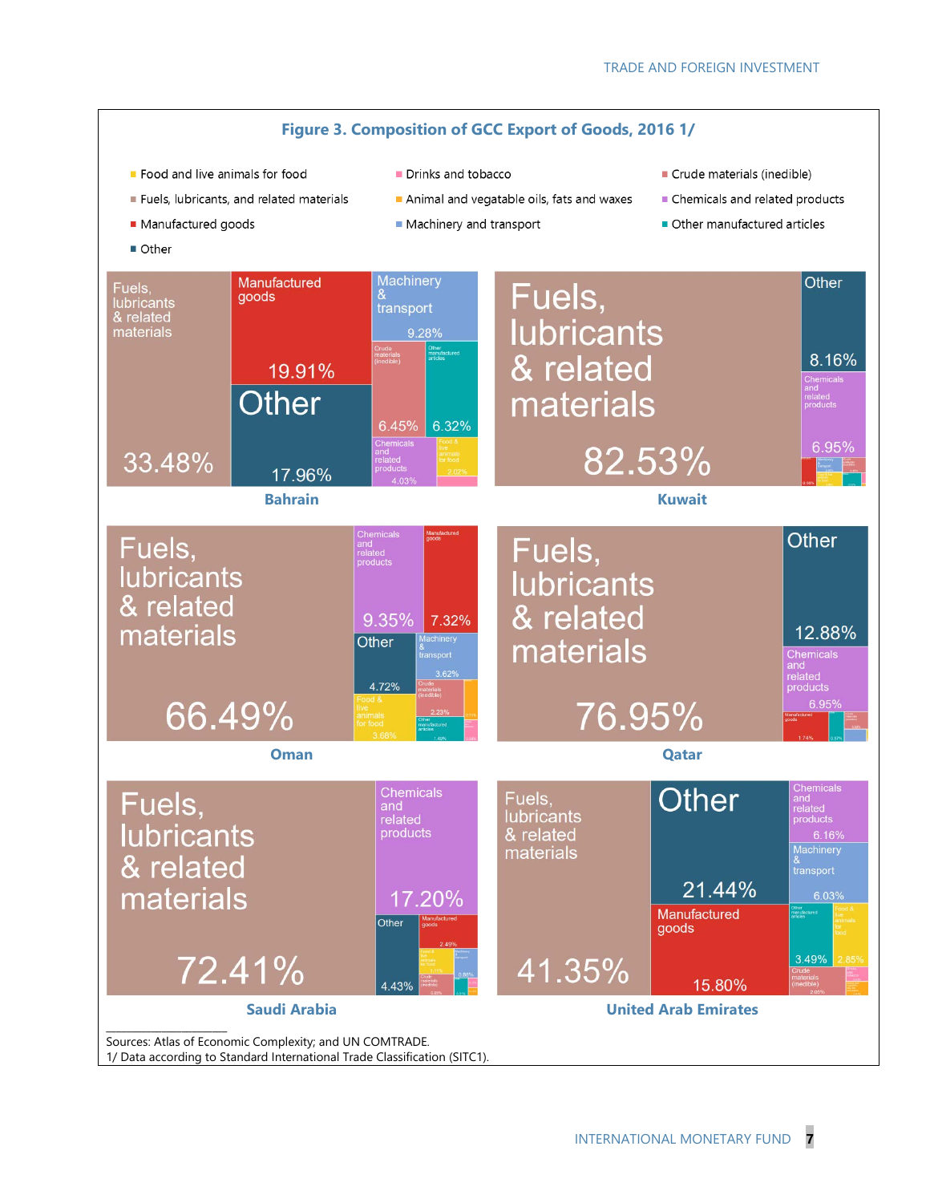**Figure 3. Composition of GCC Export of Goods, 2016 1/**

- Food and live animals for food
- Drinks and tobacco
- Crude materials (inedible)
- Fuels, lubricants, and related materials
- Animal and vegatable oils, fats and waxes
- Chemicals and related products
- Manufactured goods
- Machinery and transport
- Other manufactured articles
- Other

**Bahrain**

| Category | Share |
| --- | --- |
| Fuels, lubricants & related materials | 33.48% |
| Manufactured goods | 19.91% |
| Other | 17.96% |
| Machinery & transport | 9.28% |
| Crude materials (inedible) | 6.45% |
| Other manufactured articles | 6.32% |
| Chemicals and related products | 4.03% |
| Food & live animals for food | 2.02% |

**Kuwait**

| Category | Share |
| --- | --- |
| Fuels, lubricants & related materials | 82.53% |
| Other | 8.16% |
| Chemicals and related products | 6.95% |

**Oman**

| Category | Share |
| --- | --- |
| Fuels, lubricants & related materials | 66.49% |
| Chemicals and related products | 9.35% |
| Manufactured goods | 7.32% |
| Other | 4.72% |
| Food & live animals for food | 3.68% |
| Machinery & transport | 3.62% |
| Crude materials (inedible) | 2.23% |
| Other manufactured articles | 1.40% |

**Qatar**

| Category | Share |
| --- | --- |
| Fuels, lubricants & related materials | 76.95% |
| Other | 12.88% |
| Chemicals and related products | 6.95% |
| Manufactured goods | 1.74% |

**Saudi Arabia**

| Category | Share |
| --- | --- |
| Fuels, lubricants & related materials | 72.41% |
| Chemicals and related products | 17.20% |
| Other | 4.43% |
| Manufactured goods | 2.49% |

**United Arab Emirates**

| Category | Share |
| --- | --- |
| Fuels, lubricants & related materials | 41.35% |
| Other | 21.44% |
| Manufactured goods | 15.80% |
| Chemicals and related products | 6.16% |
| Machinery & transport | 6.03% |
| Other manufactured articles | 3.49% |
| Food & live animals for food | 2.85% |
| Crude materials (inedible) | 2.08% |

Sources: Atlas of Economic Complexity; and UN COMTRADE.
1/ Data according to Standard International Trade Classification (SITC1).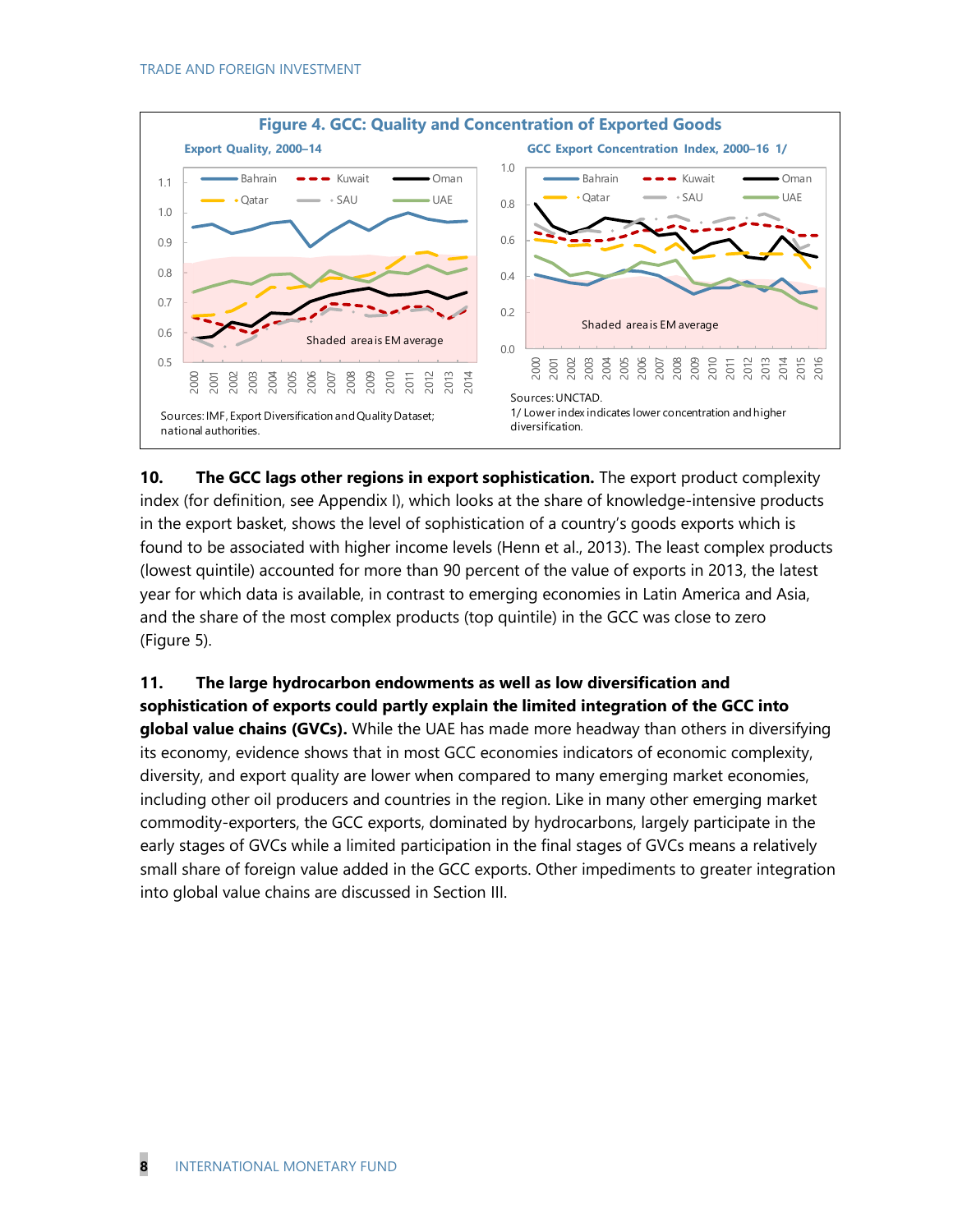**Figure 4. GCC: Quality and Concentration of Exported Goods**

**Export Quality, 2000–14**

Sources: IMF, Export Diversification and Quality Dataset; national authorities.

**GCC Export Concentration Index, 2000–16 1/**

Sources: UNCTAD.
1/ Lower index indicates lower concentration and higher diversification.

**10. The GCC lags other regions in export sophistication.** The export product complexity index (for definition, see Appendix I), which looks at the share of knowledge-intensive products in the export basket, shows the level of sophistication of a country's goods exports which is found to be associated with higher income levels (Henn et al., 2013). The least complex products (lowest quintile) accounted for more than 90 percent of the value of exports in 2013, the latest year for which data is available, in contrast to emerging economies in Latin America and Asia, and the share of the most complex products (top quintile) in the GCC was close to zero (Figure 5).

**11. The large hydrocarbon endowments as well as low diversification and sophistication of exports could partly explain the limited integration of the GCC into global value chains (GVCs).** While the UAE has made more headway than others in diversifying its economy, evidence shows that in most GCC economies indicators of economic complexity, diversity, and export quality are lower when compared to many emerging market economies, including other oil producers and countries in the region. Like in many other emerging market commodity-exporters, the GCC exports, dominated by hydrocarbons, largely participate in the early stages of GVCs while a limited participation in the final stages of GVCs means a relatively small share of foreign value added in the GCC exports. Other impediments to greater integration into global value chains are discussed in Section III.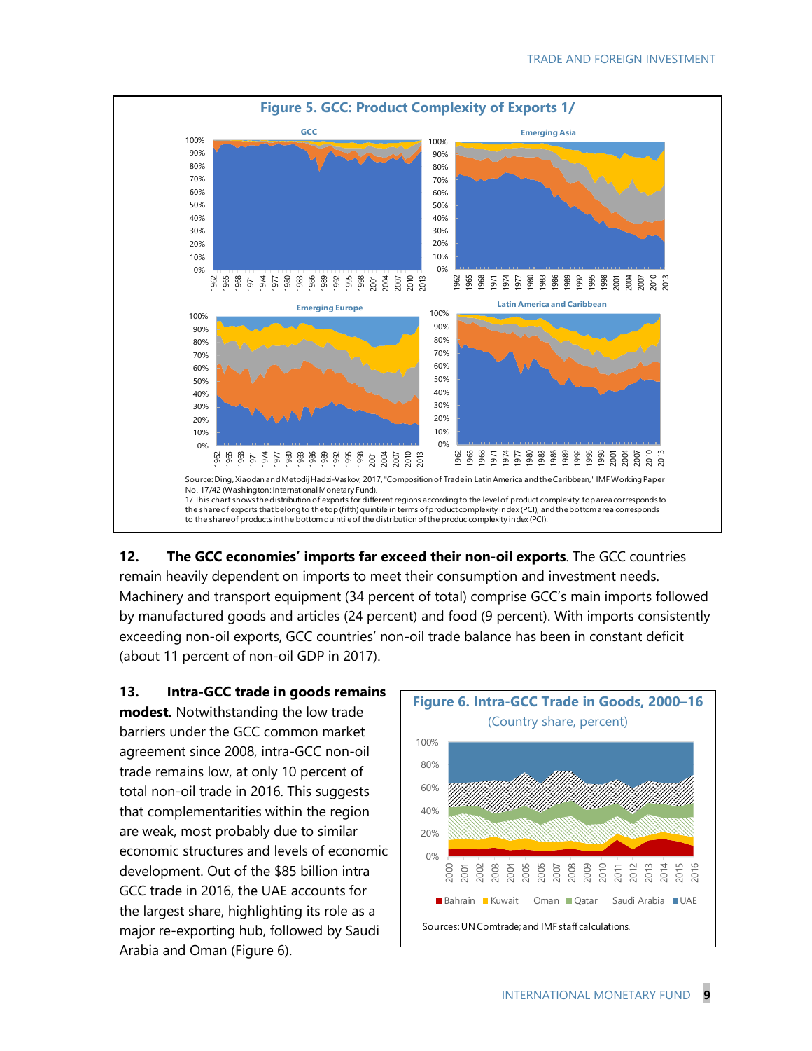**Figure 5. GCC: Product Complexity of Exports 1/**

Source: Ding, Xiaodan and Metodij Hadzi-Vaskov, 2017, "Composition of Trade in Latin America and the Caribbean," IMF Working Paper No. 17/42 (Washington: International Monetary Fund).
1/ This chart shows the distribution of exports for different regions according to the level of product complexity: top area corresponds to the share of exports that belong to the top (fifth) quintile in terms of product complexity index (PCI), and the bottom area corresponds to the share of products in the bottom quintile of the distribution of the produc complexity index (PCI).

**12. The GCC economies' imports far exceed their non-oil exports**. The GCC countries remain heavily dependent on imports to meet their consumption and investment needs. Machinery and transport equipment (34 percent of total) comprise GCC's main imports followed by manufactured goods and articles (24 percent) and food (9 percent). With imports consistently exceeding non-oil exports, GCC countries' non-oil trade balance has been in constant deficit (about 11 percent of non-oil GDP in 2017).

**13. Intra-GCC trade in goods remains modest.** Notwithstanding the low trade barriers under the GCC common market agreement since 2008, intra-GCC non-oil trade remains low, at only 10 percent of total non-oil trade in 2016. This suggests that complementarities within the region are weak, most probably due to similar economic structures and levels of economic development. Out of the $85 billion intra GCC trade in 2016, the UAE accounts for the largest share, highlighting its role as a major re-exporting hub, followed by Saudi Arabia and Oman (Figure 6).

**Figure 6. Intra-GCC Trade in Goods, 2000–16**
(Country share, percent)

Sources: UN Comtrade; and IMF staff calculations.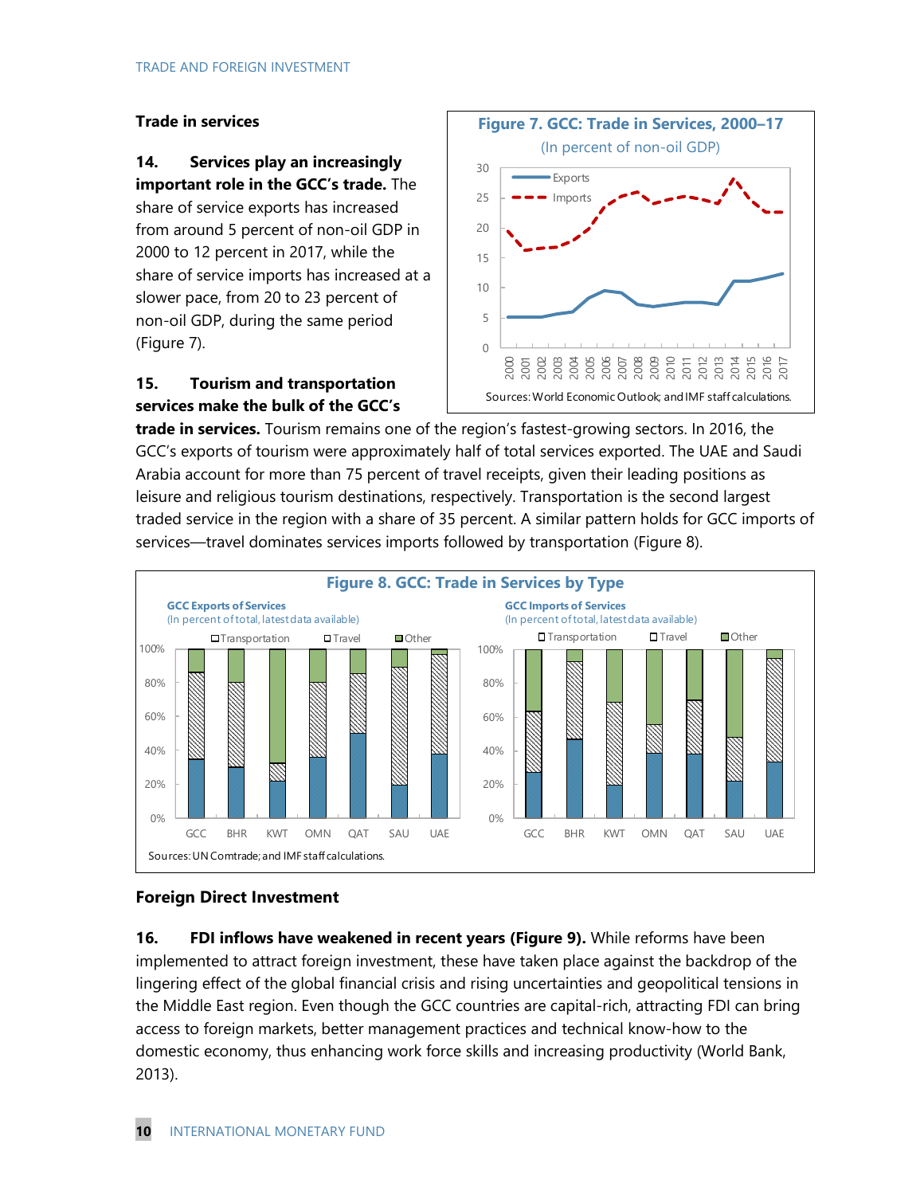### Trade in services

**14. Services play an increasingly important role in the GCC's trade.** The share of service exports has increased from around 5 percent of non-oil GDP in 2000 to 12 percent in 2017, while the share of service imports has increased at a slower pace, from 20 to 23 percent of non-oil GDP, during the same period (Figure 7).

**Figure 7. GCC: Trade in Services, 2000–17**
(In percent of non-oil GDP)

Sources: World Economic Outlook; and IMF staff calculations.

**15. Tourism and transportation services make the bulk of the GCC's trade in services.** Tourism remains one of the region's fastest-growing sectors. In 2016, the GCC's exports of tourism were approximately half of total services exported. The UAE and Saudi Arabia account for more than 75 percent of travel receipts, given their leading positions as leisure and religious tourism destinations, respectively. Transportation is the second largest traded service in the region with a share of 35 percent. A similar pattern holds for GCC imports of services—travel dominates services imports followed by transportation (Figure 8).

**Figure 8. GCC: Trade in Services by Type**

GCC Exports of Services (In percent of total, latest data available)

GCC Imports of Services (In percent of total, latest data available)

Sources: UN Comtrade; and IMF staff calculations.

### Foreign Direct Investment

**16. FDI inflows have weakened in recent years (Figure 9).** While reforms have been implemented to attract foreign investment, these have taken place against the backdrop of the lingering effect of the global financial crisis and rising uncertainties and geopolitical tensions in the Middle East region. Even though the GCC countries are capital-rich, attracting FDI can bring access to foreign markets, better management practices and technical know-how to the domestic economy, thus enhancing work force skills and increasing productivity (World Bank, 2013).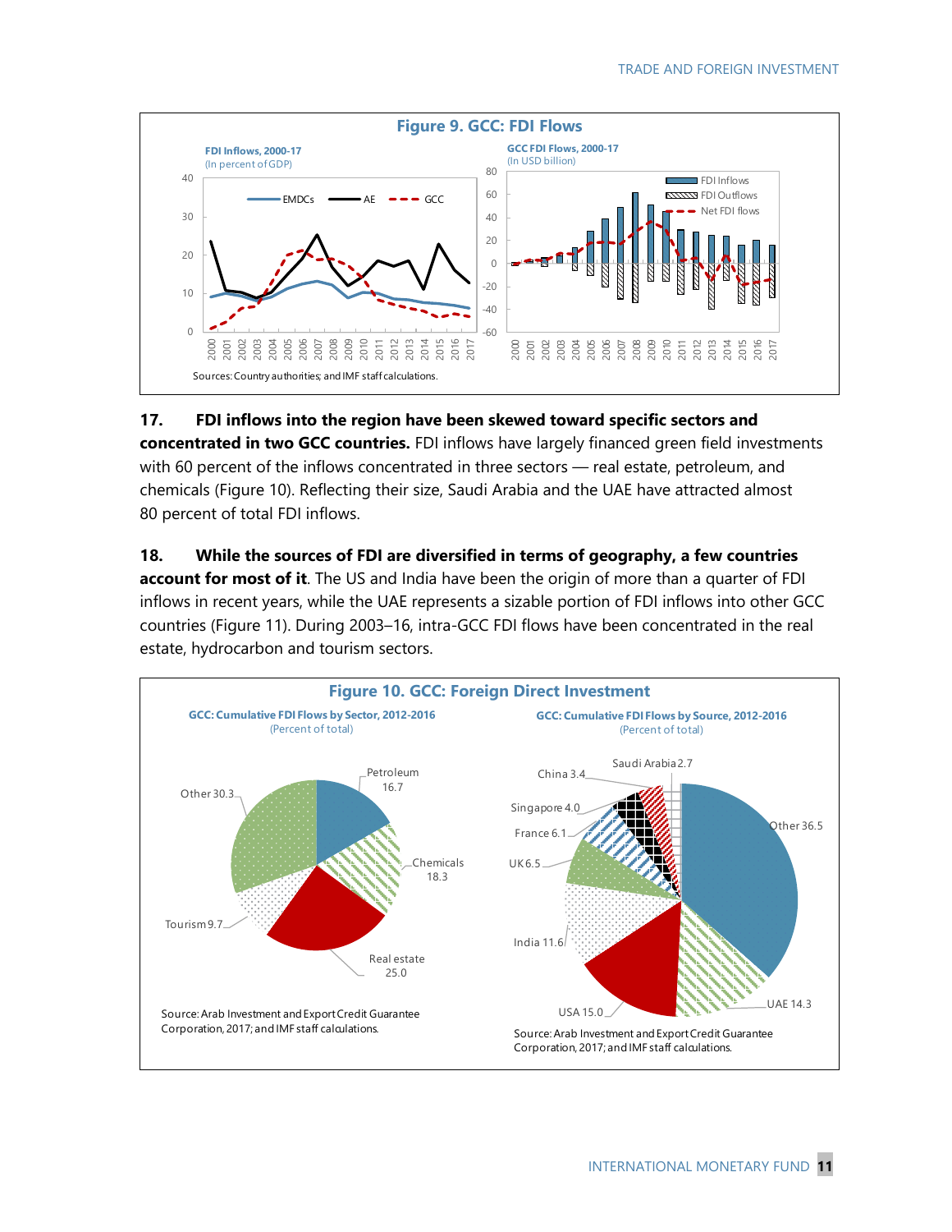**Figure 9. GCC: FDI Flows**

FDI Inflows, 2000-17 (In percent of GDP)

GCC FDI Flows, 2000-17 (In USD billion)

Sources: Country authorities; and IMF staff calculations.

**17. FDI inflows into the region have been skewed toward specific sectors and concentrated in two GCC countries.** FDI inflows have largely financed green field investments with 60 percent of the inflows concentrated in three sectors — real estate, petroleum, and chemicals (Figure 10). Reflecting their size, Saudi Arabia and the UAE have attracted almost 80 percent of total FDI inflows.

**18. While the sources of FDI are diversified in terms of geography, a few countries account for most of it**. The US and India have been the origin of more than a quarter of FDI inflows in recent years, while the UAE represents a sizable portion of FDI inflows into other GCC countries (Figure 11). During 2003–16, intra-GCC FDI flows have been concentrated in the real estate, hydrocarbon and tourism sectors.

**Figure 10. GCC: Foreign Direct Investment**

GCC: Cumulative FDI Flows by Sector, 2012-2016 (Percent of total)

| Sector | Percent of total |
|---|---|
| Petroleum | 16.7 |
| Chemicals | 18.3 |
| Real estate | 25.0 |
| Tourism | 9.7 |
| Other | 30.3 |

Source: Arab Investment and Export Credit Guarantee Corporation, 2017; and IMF staff calculations.

GCC: Cumulative FDI Flows by Source, 2012-2016 (Percent of total)

| Source | Percent of total |
|---|---|
| Other | 36.5 |
| UAE | 14.3 |
| USA | 15.0 |
| India | 11.6 |
| UK | 6.5 |
| France | 6.1 |
| Singapore | 4.0 |
| China | 3.4 |
| Saudi Arabia | 2.7 |

Source: Arab Investment and Export Credit Guarantee Corporation, 2017; and IMF staff calculations.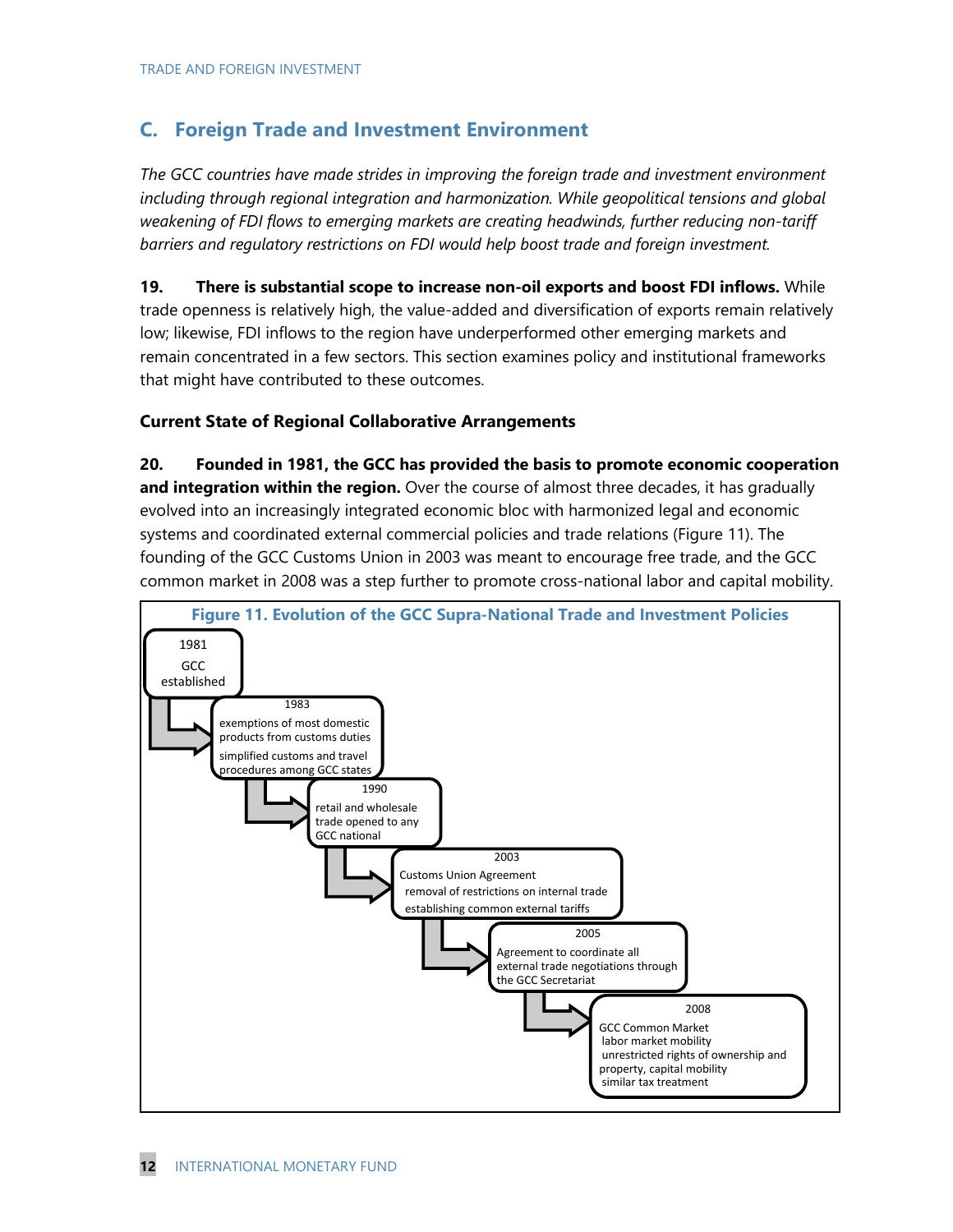## C. Foreign Trade and Investment Environment

*The GCC countries have made strides in improving the foreign trade and investment environment including through regional integration and harmonization. While geopolitical tensions and global weakening of FDI flows to emerging markets are creating headwinds, further reducing non-tariff barriers and regulatory restrictions on FDI would help boost trade and foreign investment.*

**19. There is substantial scope to increase non-oil exports and boost FDI inflows.** While trade openness is relatively high, the value-added and diversification of exports remain relatively low; likewise, FDI inflows to the region have underperformed other emerging markets and remain concentrated in a few sectors. This section examines policy and institutional frameworks that might have contributed to these outcomes.

### Current State of Regional Collaborative Arrangements

**20. Founded in 1981, the GCC has provided the basis to promote economic cooperation and integration within the region.** Over the course of almost three decades, it has gradually evolved into an increasingly integrated economic bloc with harmonized legal and economic systems and coordinated external commercial policies and trade relations (Figure 11). The founding of the GCC Customs Union in 2003 was meant to encourage free trade, and the GCC common market in 2008 was a step further to promote cross-national labor and capital mobility.

**Figure 11. Evolution of the GCC Supra-National Trade and Investment Policies**

- **1981**
  - GCC established
- **1983**
  - exemptions of most domestic products from customs duties
  - simplified customs and travel procedures among GCC states
- **1990**
  - retail and wholesale trade opened to any GCC national
- **2003**
  - Customs Union Agreement
  - removal of restrictions on internal trade
  - establishing common external tariffs
- **2005**
  - Agreement to coordinate all external trade negotiations through the GCC Secretariat
- **2008**
  - GCC Common Market
  - labor market mobility
  - unrestricted rights of ownership and property, capital mobility
  - similar tax treatment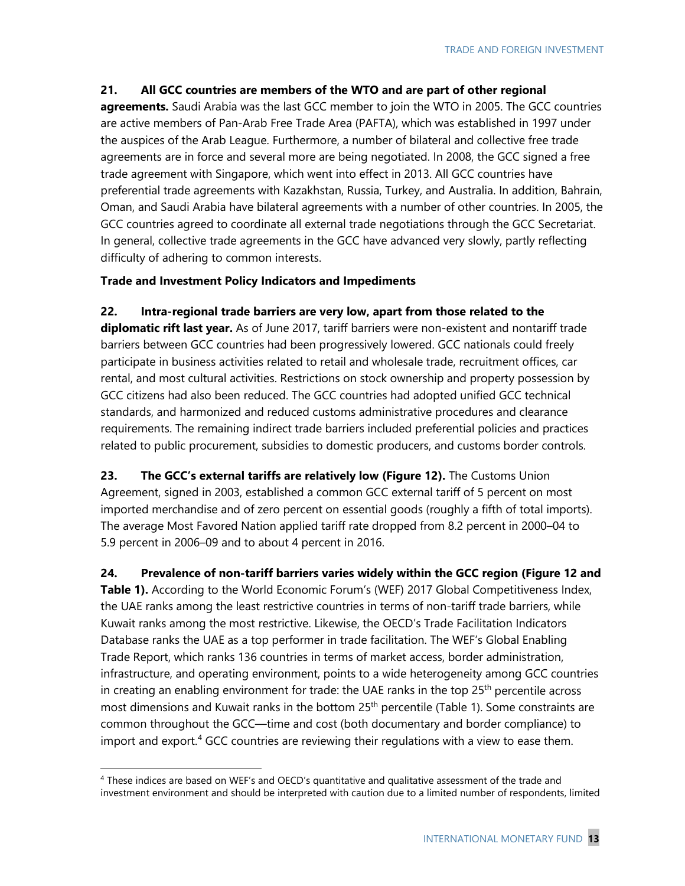**21. All GCC countries are members of the WTO and are part of other regional agreements.** Saudi Arabia was the last GCC member to join the WTO in 2005. The GCC countries are active members of Pan-Arab Free Trade Area (PAFTA), which was established in 1997 under the auspices of the Arab League. Furthermore, a number of bilateral and collective free trade agreements are in force and several more are being negotiated. In 2008, the GCC signed a free trade agreement with Singapore, which went into effect in 2013. All GCC countries have preferential trade agreements with Kazakhstan, Russia, Turkey, and Australia. In addition, Bahrain, Oman, and Saudi Arabia have bilateral agreements with a number of other countries. In 2005, the GCC countries agreed to coordinate all external trade negotiations through the GCC Secretariat. In general, collective trade agreements in the GCC have advanced very slowly, partly reflecting difficulty of adhering to common interests.

**Trade and Investment Policy Indicators and Impediments**

**22. Intra-regional trade barriers are very low, apart from those related to the diplomatic rift last year.** As of June 2017, tariff barriers were non-existent and nontariff trade barriers between GCC countries had been progressively lowered. GCC nationals could freely participate in business activities related to retail and wholesale trade, recruitment offices, car rental, and most cultural activities. Restrictions on stock ownership and property possession by GCC citizens had also been reduced. The GCC countries had adopted unified GCC technical standards, and harmonized and reduced customs administrative procedures and clearance requirements. The remaining indirect trade barriers included preferential policies and practices related to public procurement, subsidies to domestic producers, and customs border controls.

**23. The GCC's external tariffs are relatively low (Figure 12).** The Customs Union Agreement, signed in 2003, established a common GCC external tariff of 5 percent on most imported merchandise and of zero percent on essential goods (roughly a fifth of total imports). The average Most Favored Nation applied tariff rate dropped from 8.2 percent in 2000–04 to 5.9 percent in 2006–09 and to about 4 percent in 2016.

**24. Prevalence of non-tariff barriers varies widely within the GCC region (Figure 12 and Table 1).** According to the World Economic Forum's (WEF) 2017 Global Competitiveness Index, the UAE ranks among the least restrictive countries in terms of non-tariff trade barriers, while Kuwait ranks among the most restrictive. Likewise, the OECD's Trade Facilitation Indicators Database ranks the UAE as a top performer in trade facilitation. The WEF's Global Enabling Trade Report, which ranks 136 countries in terms of market access, border administration, infrastructure, and operating environment, points to a wide heterogeneity among GCC countries in creating an enabling environment for trade: the UAE ranks in the top 25th percentile across most dimensions and Kuwait ranks in the bottom 25th percentile (Table 1). Some constraints are common throughout the GCC—time and cost (both documentary and border compliance) to import and export.[4] GCC countries are reviewing their regulations with a view to ease them.

[4] These indices are based on WEF's and OECD's quantitative and qualitative assessment of the trade and investment environment and should be interpreted with caution due to a limited number of respondents, limited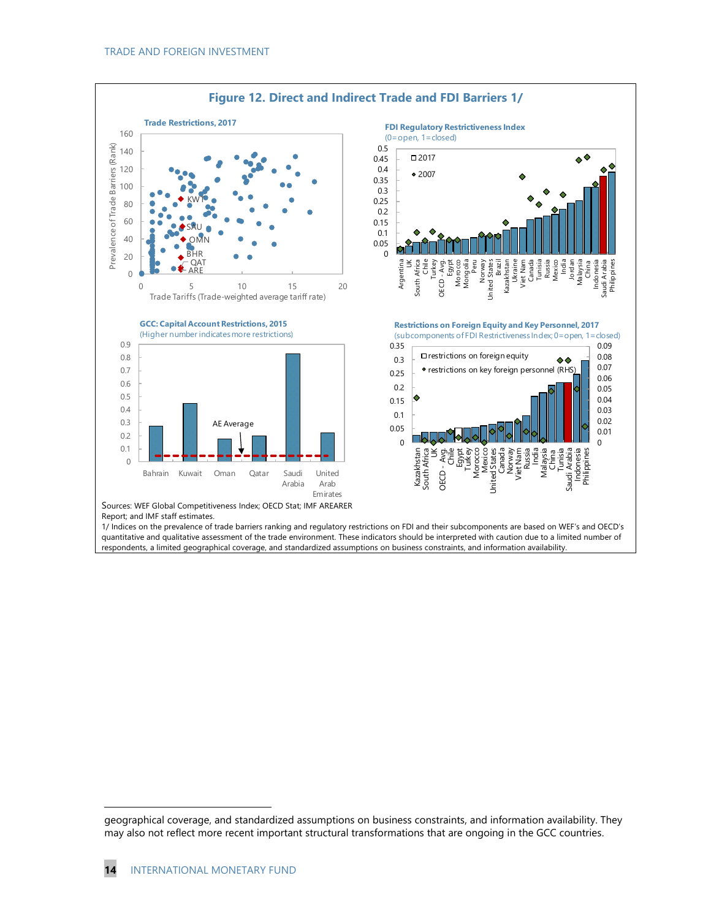## Figure 12. Direct and Indirect Trade and FDI Barriers 1/

**Trade Restrictions, 2017**

**FDI Regulatory Restrictiveness Index**
(0=open, 1=closed)

**GCC: Capital Account Restrictions, 2015**
(Higher number indicates more restrictions)

**Restrictions on Foreign Equity and Key Personnel, 2017**
(subcomponents of FDI Restrictiveness Index; 0=open, 1=closed)

Sources: WEF Global Competitiveness Index; OECD Stat; IMF AREAER Report; and IMF staff estimates.

1/ Indices on the prevalence of trade barriers ranking and regulatory restrictions on FDI and their subcomponents are based on WEF's and OECD's quantitative and qualitative assessment of the trade environment. These indicators should be interpreted with caution due to a limited number of respondents, a limited geographical coverage, and standardized assumptions on business constraints, and information availability.

---

geographical coverage, and standardized assumptions on business constraints, and information availability. They may also not reflect more recent important structural transformations that are ongoing in the GCC countries.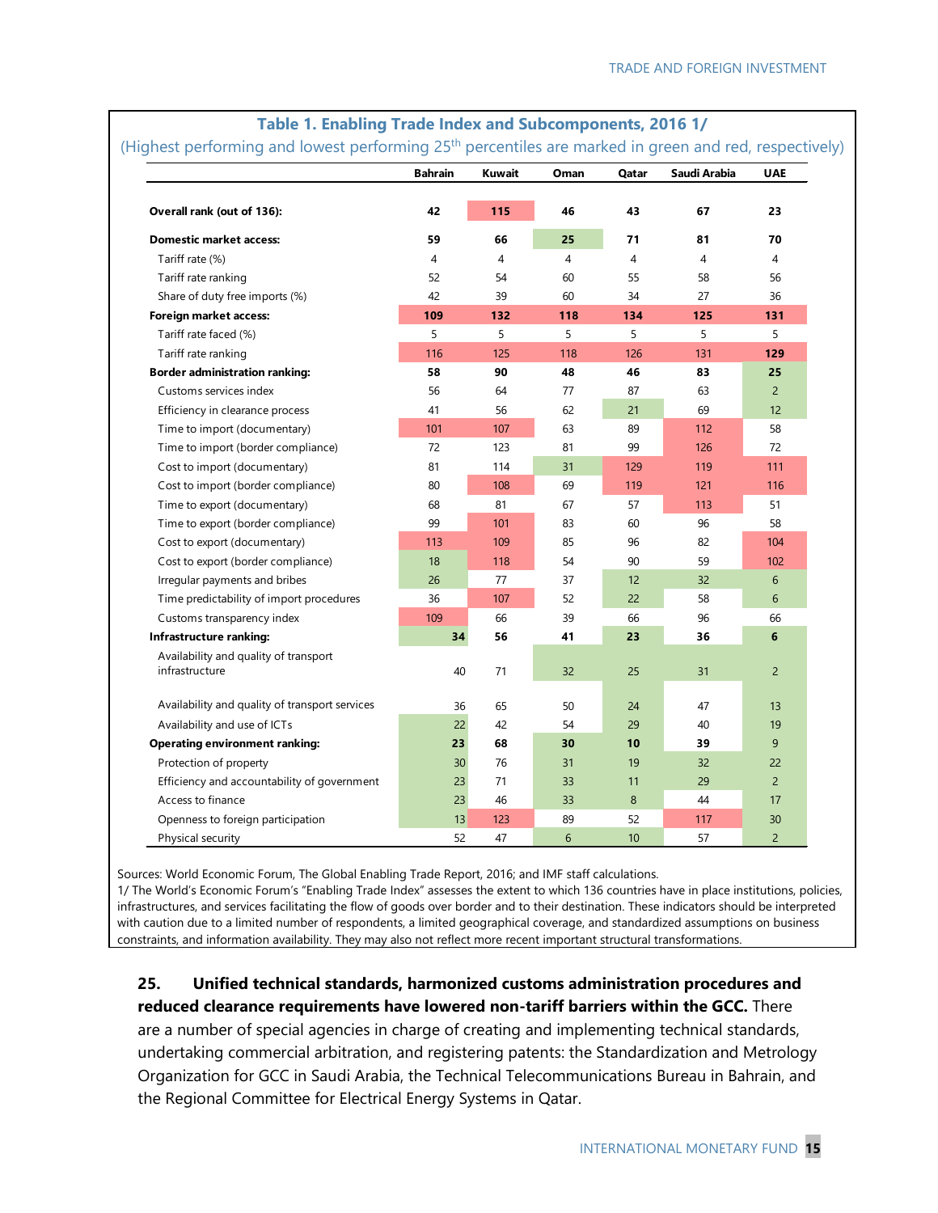**Table 1. Enabling Trade Index and Subcomponents, 2016 1/**

(Highest performing and lowest performing 25th percentiles are marked in green and red, respectively)

| | Bahrain | Kuwait | Oman | Qatar | Saudi Arabia | UAE |
|---|---|---|---|---|---|---|
| **Overall rank (out of 136):** | **42** | **115** | **46** | **43** | **67** | **23** |
| **Domestic market access:** | **59** | **66** | **25** | **71** | **81** | **70** |
| Tariff rate (%) | 4 | 4 | 4 | 4 | 4 | 4 |
| Tariff rate ranking | 52 | 54 | 60 | 55 | 58 | 56 |
| Share of duty free imports (%) | 42 | 39 | 60 | 34 | 27 | 36 |
| **Foreign market access:** | **109** | **132** | **118** | **134** | **125** | **131** |
| Tariff rate faced (%) | 5 | 5 | 5 | 5 | 5 | 5 |
| Tariff rate ranking | 116 | 125 | 118 | 126 | 131 | **129** |
| **Border administration ranking:** | **58** | **90** | **48** | **46** | **83** | **25** |
| Customs services index | 56 | 64 | 77 | 87 | 63 | 2 |
| Efficiency in clearance process | 41 | 56 | 62 | 21 | 69 | 12 |
| Time to import (documentary) | 101 | 107 | 63 | 89 | 112 | 58 |
| Time to import (border compliance) | 72 | 123 | 81 | 99 | 126 | 72 |
| Cost to import (documentary) | 81 | 114 | 31 | 129 | 119 | 111 |
| Cost to import (border compliance) | 80 | 108 | 69 | 119 | 121 | 116 |
| Time to export (documentary) | 68 | 81 | 67 | 57 | 113 | 51 |
| Time to export (border compliance) | 99 | 101 | 83 | 60 | 96 | 58 |
| Cost to export (documentary) | 113 | 109 | 85 | 96 | 82 | 104 |
| Cost to export (border compliance) | 18 | 118 | 54 | 90 | 59 | 102 |
| Irregular payments and bribes | 26 | 77 | 37 | 12 | 32 | 6 |
| Time predictability of import procedures | 36 | 107 | 52 | 22 | 58 | 6 |
| Customs transparency index | 109 | 66 | 39 | 66 | 96 | 66 |
| **Infrastructure ranking:** | **34** | **56** | **41** | **23** | **36** | **6** |
| Availability and quality of transport infrastructure | 40 | 71 | 32 | 25 | 31 | 2 |
| Availability and quality of transport services | 36 | 65 | 50 | 24 | 47 | 13 |
| Availability and use of ICTs | 22 | 42 | 54 | 29 | 40 | 19 |
| **Operating environment ranking:** | **23** | **68** | **30** | **10** | **39** | 9 |
| Protection of property | 30 | 76 | 31 | 19 | 32 | 22 |
| Efficiency and accountability of government | 23 | 71 | 33 | 11 | 29 | 2 |
| Access to finance | 23 | 46 | 33 | 8 | 44 | 17 |
| Openness to foreign participation | 13 | 123 | 89 | 52 | 117 | 30 |
| Physical security | 52 | 47 | 6 | 10 | 57 | 2 |

Sources: World Economic Forum, The Global Enabling Trade Report, 2016; and IMF staff calculations.

1/ The World's Economic Forum's "Enabling Trade Index" assesses the extent to which 136 countries have in place institutions, policies, infrastructures, and services facilitating the flow of goods over border and to their destination. These indicators should be interpreted with caution due to a limited number of respondents, a limited geographical coverage, and standardized assumptions on business constraints, and information availability. They may also not reflect more recent important structural transformations.

25. **Unified technical standards, harmonized customs administration procedures and reduced clearance requirements have lowered non-tariff barriers within the GCC.** There are a number of special agencies in charge of creating and implementing technical standards, undertaking commercial arbitration, and registering patents: the Standardization and Metrology Organization for GCC in Saudi Arabia, the Technical Telecommunications Bureau in Bahrain, and the Regional Committee for Electrical Energy Systems in Qatar.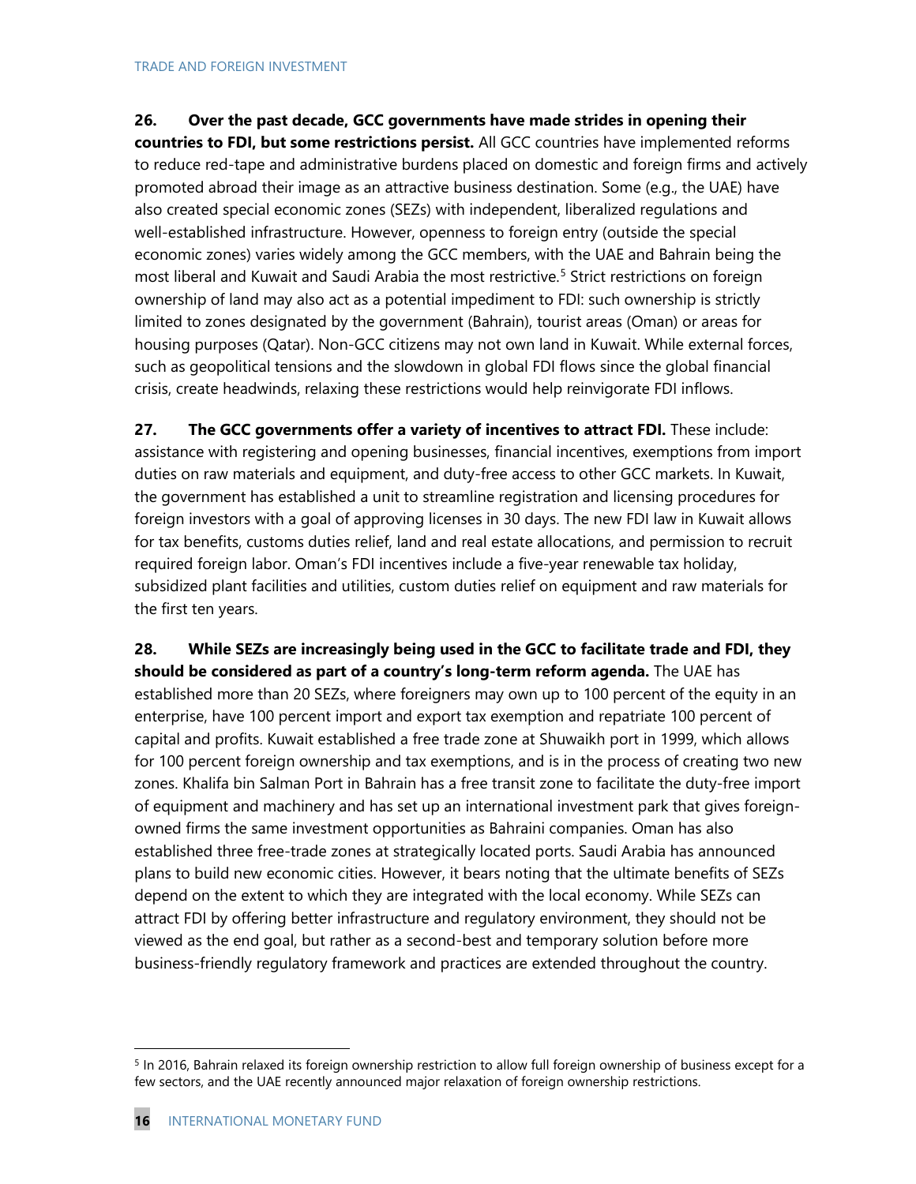**26. Over the past decade, GCC governments have made strides in opening their countries to FDI, but some restrictions persist.** All GCC countries have implemented reforms to reduce red-tape and administrative burdens placed on domestic and foreign firms and actively promoted abroad their image as an attractive business destination. Some (e.g., the UAE) have also created special economic zones (SEZs) with independent, liberalized regulations and well-established infrastructure. However, openness to foreign entry (outside the special economic zones) varies widely among the GCC members, with the UAE and Bahrain being the most liberal and Kuwait and Saudi Arabia the most restrictive.[5] Strict restrictions on foreign ownership of land may also act as a potential impediment to FDI: such ownership is strictly limited to zones designated by the government (Bahrain), tourist areas (Oman) or areas for housing purposes (Qatar). Non-GCC citizens may not own land in Kuwait. While external forces, such as geopolitical tensions and the slowdown in global FDI flows since the global financial crisis, create headwinds, relaxing these restrictions would help reinvigorate FDI inflows.

**27. The GCC governments offer a variety of incentives to attract FDI.** These include: assistance with registering and opening businesses, financial incentives, exemptions from import duties on raw materials and equipment, and duty-free access to other GCC markets. In Kuwait, the government has established a unit to streamline registration and licensing procedures for foreign investors with a goal of approving licenses in 30 days. The new FDI law in Kuwait allows for tax benefits, customs duties relief, land and real estate allocations, and permission to recruit required foreign labor. Oman's FDI incentives include a five-year renewable tax holiday, subsidized plant facilities and utilities, custom duties relief on equipment and raw materials for the first ten years.

**28. While SEZs are increasingly being used in the GCC to facilitate trade and FDI, they should be considered as part of a country's long-term reform agenda.** The UAE has established more than 20 SEZs, where foreigners may own up to 100 percent of the equity in an enterprise, have 100 percent import and export tax exemption and repatriate 100 percent of capital and profits. Kuwait established a free trade zone at Shuwaikh port in 1999, which allows for 100 percent foreign ownership and tax exemptions, and is in the process of creating two new zones. Khalifa bin Salman Port in Bahrain has a free transit zone to facilitate the duty-free import of equipment and machinery and has set up an international investment park that gives foreign-owned firms the same investment opportunities as Bahraini companies. Oman has also established three free-trade zones at strategically located ports. Saudi Arabia has announced plans to build new economic cities. However, it bears noting that the ultimate benefits of SEZs depend on the extent to which they are integrated with the local economy. While SEZs can attract FDI by offering better infrastructure and regulatory environment, they should not be viewed as the end goal, but rather as a second-best and temporary solution before more business-friendly regulatory framework and practices are extended throughout the country.

---

[5] In 2016, Bahrain relaxed its foreign ownership restriction to allow full foreign ownership of business except for a few sectors, and the UAE recently announced major relaxation of foreign ownership restrictions.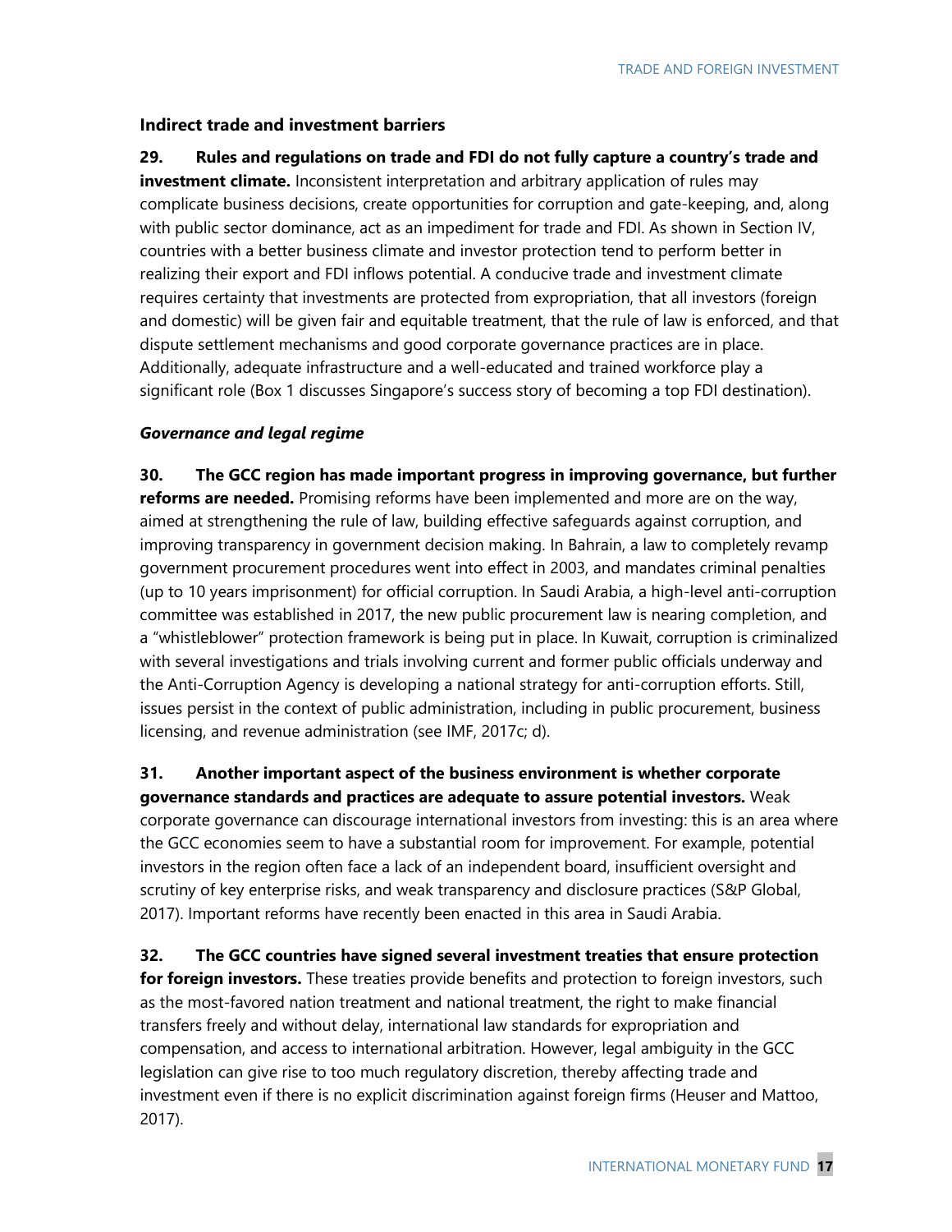### Indirect trade and investment barriers

**29. Rules and regulations on trade and FDI do not fully capture a country's trade and investment climate.** Inconsistent interpretation and arbitrary application of rules may complicate business decisions, create opportunities for corruption and gate-keeping, and, along with public sector dominance, act as an impediment for trade and FDI. As shown in Section IV, countries with a better business climate and investor protection tend to perform better in realizing their export and FDI inflows potential. A conducive trade and investment climate requires certainty that investments are protected from expropriation, that all investors (foreign and domestic) will be given fair and equitable treatment, that the rule of law is enforced, and that dispute settlement mechanisms and good corporate governance practices are in place. Additionally, adequate infrastructure and a well-educated and trained workforce play a significant role (Box 1 discusses Singapore's success story of becoming a top FDI destination).

#### *Governance and legal regime*

**30. The GCC region has made important progress in improving governance, but further reforms are needed.** Promising reforms have been implemented and more are on the way, aimed at strengthening the rule of law, building effective safeguards against corruption, and improving transparency in government decision making. In Bahrain, a law to completely revamp government procurement procedures went into effect in 2003, and mandates criminal penalties (up to 10 years imprisonment) for official corruption. In Saudi Arabia, a high-level anti-corruption committee was established in 2017, the new public procurement law is nearing completion, and a "whistleblower" protection framework is being put in place. In Kuwait, corruption is criminalized with several investigations and trials involving current and former public officials underway and the Anti-Corruption Agency is developing a national strategy for anti-corruption efforts. Still, issues persist in the context of public administration, including in public procurement, business licensing, and revenue administration (see IMF, 2017c; d).

**31. Another important aspect of the business environment is whether corporate governance standards and practices are adequate to assure potential investors.** Weak corporate governance can discourage international investors from investing: this is an area where the GCC economies seem to have a substantial room for improvement. For example, potential investors in the region often face a lack of an independent board, insufficient oversight and scrutiny of key enterprise risks, and weak transparency and disclosure practices (S&P Global, 2017). Important reforms have recently been enacted in this area in Saudi Arabia.

**32. The GCC countries have signed several investment treaties that ensure protection for foreign investors.** These treaties provide benefits and protection to foreign investors, such as the most-favored nation treatment and national treatment, the right to make financial transfers freely and without delay, international law standards for expropriation and compensation, and access to international arbitration. However, legal ambiguity in the GCC legislation can give rise to too much regulatory discretion, thereby affecting trade and investment even if there is no explicit discrimination against foreign firms (Heuser and Mattoo, 2017).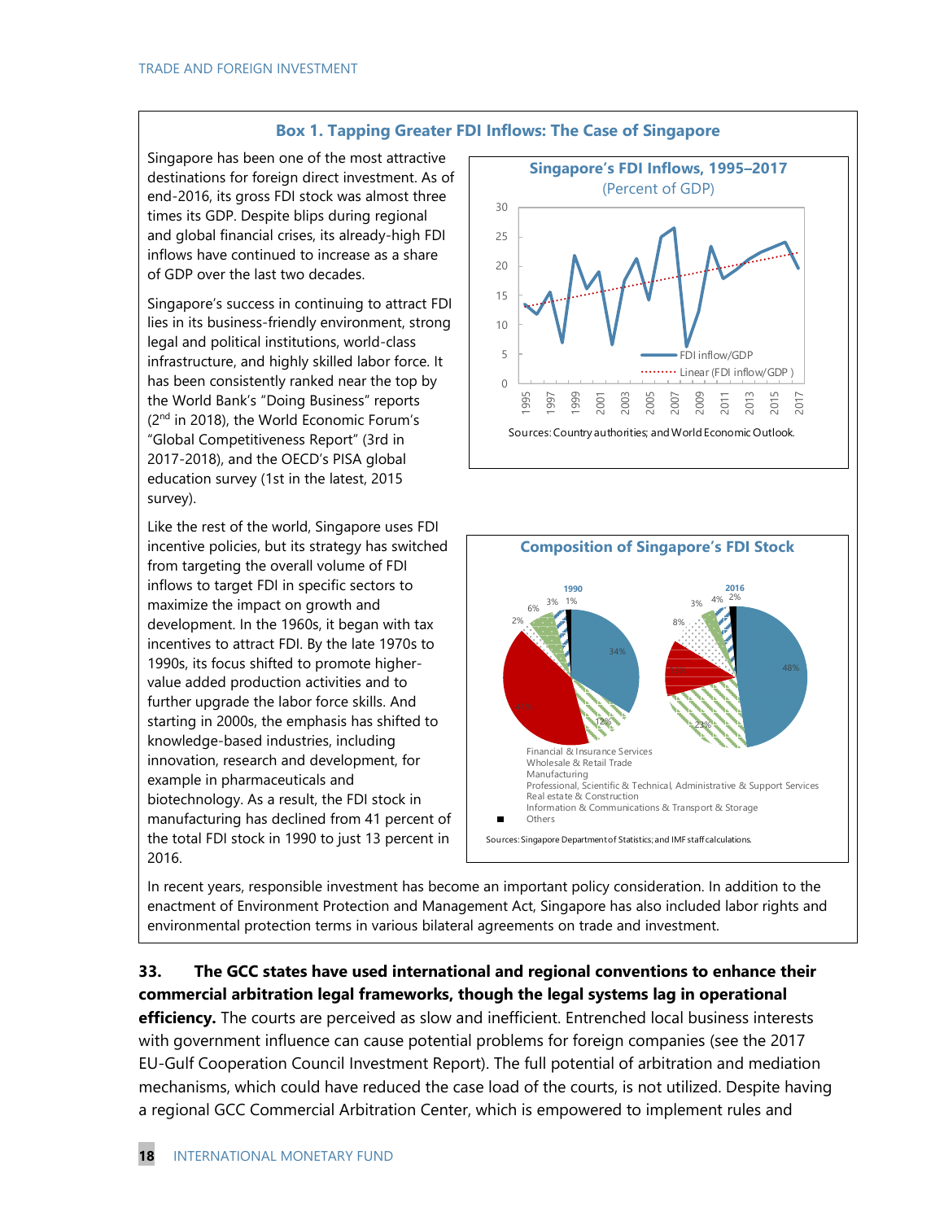### Box 1. Tapping Greater FDI Inflows: The Case of Singapore

Singapore has been one of the most attractive destinations for foreign direct investment. As of end-2016, its gross FDI stock was almost three times its GDP. Despite blips during regional and global financial crises, its already-high FDI inflows have continued to increase as a share of GDP over the last two decades.

Singapore's success in continuing to attract FDI lies in its business-friendly environment, strong legal and political institutions, world-class infrastructure, and highly skilled labor force. It has been consistently ranked near the top by the World Bank's "Doing Business" reports (2[nd] in 2018), the World Economic Forum's "Global Competitiveness Report" (3rd in 2017-2018), and the OECD's PISA global education survey (1st in the latest, 2015 survey).

Like the rest of the world, Singapore uses FDI incentive policies, but its strategy has switched from targeting the overall volume of FDI inflows to target FDI in specific sectors to maximize the impact on growth and development. In the 1960s, it began with tax incentives to attract FDI. By the late 1970s to 1990s, its focus shifted to promote higher-value added production activities and to further upgrade the labor force skills. And starting in 2000s, the emphasis has shifted to knowledge-based industries, including innovation, research and development, for example in pharmaceuticals and biotechnology. As a result, the FDI stock in manufacturing has declined from 41 percent of the total FDI stock in 1990 to just 13 percent in 2016.

**Singapore's FDI Inflows, 1995–2017**
(Percent of GDP)

Sources: Country authorities; and World Economic Outlook.

**Composition of Singapore's FDI Stock**

Sources: Singapore Department of Statistics; and IMF staff calculations.

In recent years, responsible investment has become an important policy consideration. In addition to the enactment of Environment Protection and Management Act, Singapore has also included labor rights and environmental protection terms in various bilateral agreements on trade and investment.

33. **The GCC states have used international and regional conventions to enhance their commercial arbitration legal frameworks, though the legal systems lag in operational efficiency.** The courts are perceived as slow and inefficient. Entrenched local business interests with government influence can cause potential problems for foreign companies (see the 2017 EU-Gulf Cooperation Council Investment Report). The full potential of arbitration and mediation mechanisms, which could have reduced the case load of the courts, is not utilized. Despite having a regional GCC Commercial Arbitration Center, which is empowered to implement rules and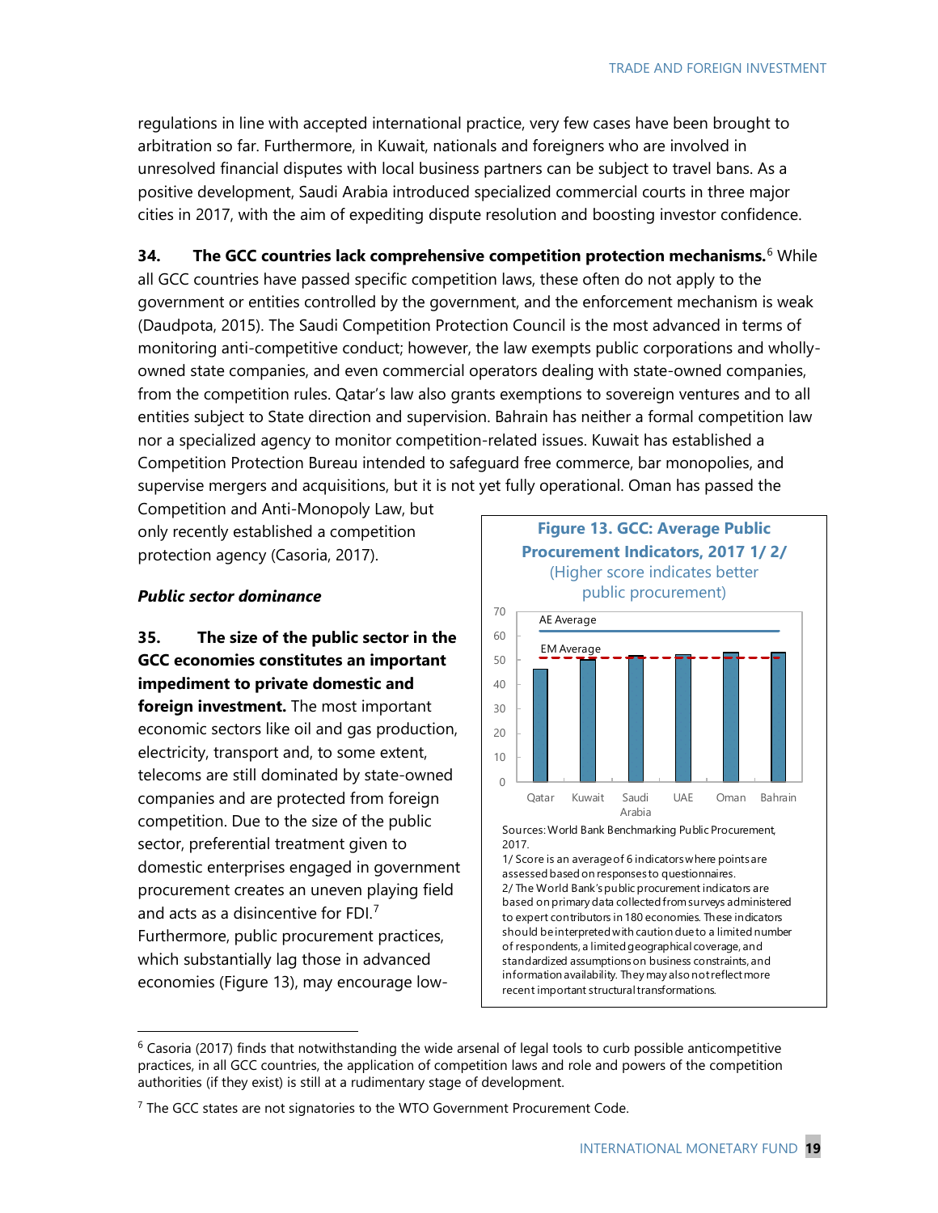regulations in line with accepted international practice, very few cases have been brought to arbitration so far. Furthermore, in Kuwait, nationals and foreigners who are involved in unresolved financial disputes with local business partners can be subject to travel bans. As a positive development, Saudi Arabia introduced specialized commercial courts in three major cities in 2017, with the aim of expediting dispute resolution and boosting investor confidence.

**34. The GCC countries lack comprehensive competition protection mechanisms.**[6] While all GCC countries have passed specific competition laws, these often do not apply to the government or entities controlled by the government, and the enforcement mechanism is weak (Daudpota, 2015). The Saudi Competition Protection Council is the most advanced in terms of monitoring anti-competitive conduct; however, the law exempts public corporations and wholly-owned state companies, and even commercial operators dealing with state-owned companies, from the competition rules. Qatar's law also grants exemptions to sovereign ventures and to all entities subject to State direction and supervision. Bahrain has neither a formal competition law nor a specialized agency to monitor competition-related issues. Kuwait has established a Competition Protection Bureau intended to safeguard free commerce, bar monopolies, and supervise mergers and acquisitions, but it is not yet fully operational. Oman has passed the Competition and Anti-Monopoly Law, but only recently established a competition protection agency (Casoria, 2017).

### *Public sector dominance*

**35. The size of the public sector in the GCC economies constitutes an important impediment to private domestic and foreign investment.** The most important economic sectors like oil and gas production, electricity, transport and, to some extent, telecoms are still dominated by state-owned companies and are protected from foreign competition. Due to the size of the public sector, preferential treatment given to domestic enterprises engaged in government procurement creates an uneven playing field and acts as a disincentive for FDI.[7] Furthermore, public procurement practices, which substantially lag those in advanced economies (Figure 13), may encourage low-

**Figure 13. GCC: Average Public Procurement Indicators, 2017 1/ 2/**
(Higher score indicates better public procurement)

Sources: World Bank Benchmarking Public Procurement, 2017.
1/ Score is an average of 6 indicators where points are assessed based on responses to questionnaires.
2/ The World Bank's public procurement indicators are based on primary data collected from surveys administered to expert contributors in 180 economies. These indicators should be interpreted with caution due to a limited number of respondents, a limited geographical coverage, and standardized assumptions on business constraints, and information availability. They may also not reflect more recent important structural transformations.

---

[6] Casoria (2017) finds that notwithstanding the wide arsenal of legal tools to curb possible anticompetitive practices, in all GCC countries, the application of competition laws and role and powers of the competition authorities (if they exist) is still at a rudimentary stage of development.

[7] The GCC states are not signatories to the WTO Government Procurement Code.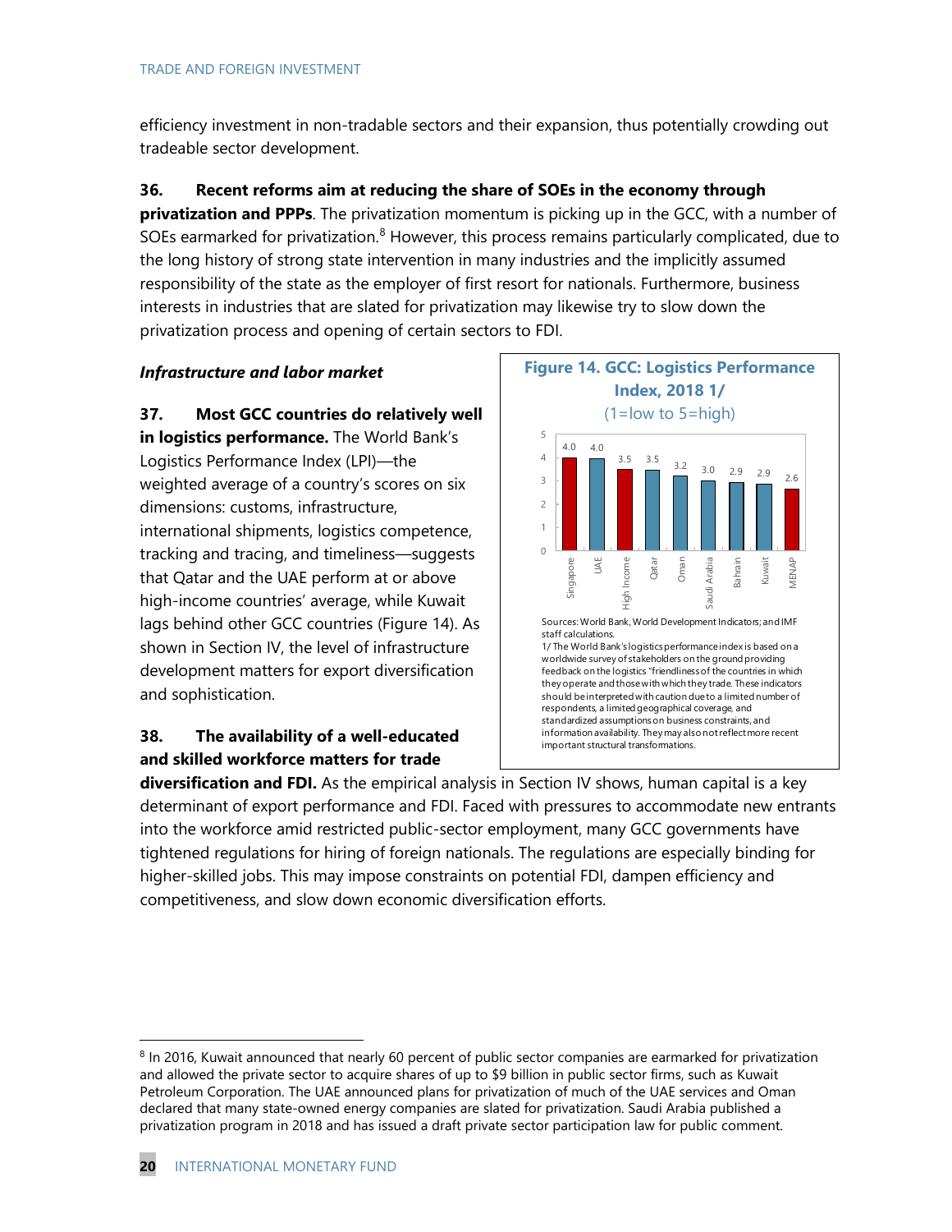efficiency investment in non-tradable sectors and their expansion, thus potentially crowding out tradeable sector development.

**36. Recent reforms aim at reducing the share of SOEs in the economy through privatization and PPPs**. The privatization momentum is picking up in the GCC, with a number of SOEs earmarked for privatization.[8] However, this process remains particularly complicated, due to the long history of strong state intervention in many industries and the implicitly assumed responsibility of the state as the employer of first resort for nationals. Furthermore, business interests in industries that are slated for privatization may likewise try to slow down the privatization process and opening of certain sectors to FDI.

***Infrastructure and labor market***

**37. Most GCC countries do relatively well in logistics performance.** The World Bank's Logistics Performance Index (LPI)—the weighted average of a country's scores on six dimensions: customs, infrastructure, international shipments, logistics competence, tracking and tracing, and timeliness—suggests that Qatar and the UAE perform at or above high-income countries' average, while Kuwait lags behind other GCC countries (Figure 14). As shown in Section IV, the level of infrastructure development matters for export diversification and sophistication.

**Figure 14. GCC: Logistics Performance Index, 2018 1/**
(1=low to 5=high)

| Country | LPI |
|---|---|
| Singapore | 4.0 |
| UAE | 4.0 |
| High Income | 3.5 |
| Qatar | 3.5 |
| Oman | 3.2 |
| Saudi Arabia | 3.0 |
| Bahrain | 2.9 |
| Kuwait | 2.9 |
| MENAP | 2.6 |

Sources: World Bank, World Development Indicators; and IMF staff calculations.
1/ The World Bank's logistics performance index is based on a worldwide survey of stakeholders on the ground providing feedback on the logistics "friendliness of the countries in which they operate and those with which they trade. These indicators should be interpreted with caution due to a limited number of respondents, a limited geographical coverage, and standardized assumptions on business constraints, and information availability. They may also not reflect more recent important structural transformations.

**38. The availability of a well-educated and skilled workforce matters for trade diversification and FDI.** As the empirical analysis in Section IV shows, human capital is a key determinant of export performance and FDI. Faced with pressures to accommodate new entrants into the workforce amid restricted public-sector employment, many GCC governments have tightened regulations for hiring of foreign nationals. The regulations are especially binding for higher-skilled jobs. This may impose constraints on potential FDI, dampen efficiency and competitiveness, and slow down economic diversification efforts.

[8] In 2016, Kuwait announced that nearly 60 percent of public sector companies are earmarked for privatization and allowed the private sector to acquire shares of up to $9 billion in public sector firms, such as Kuwait Petroleum Corporation. The UAE announced plans for privatization of much of the UAE services and Oman declared that many state-owned energy companies are slated for privatization. Saudi Arabia published a privatization program in 2018 and has issued a draft private sector participation law for public comment.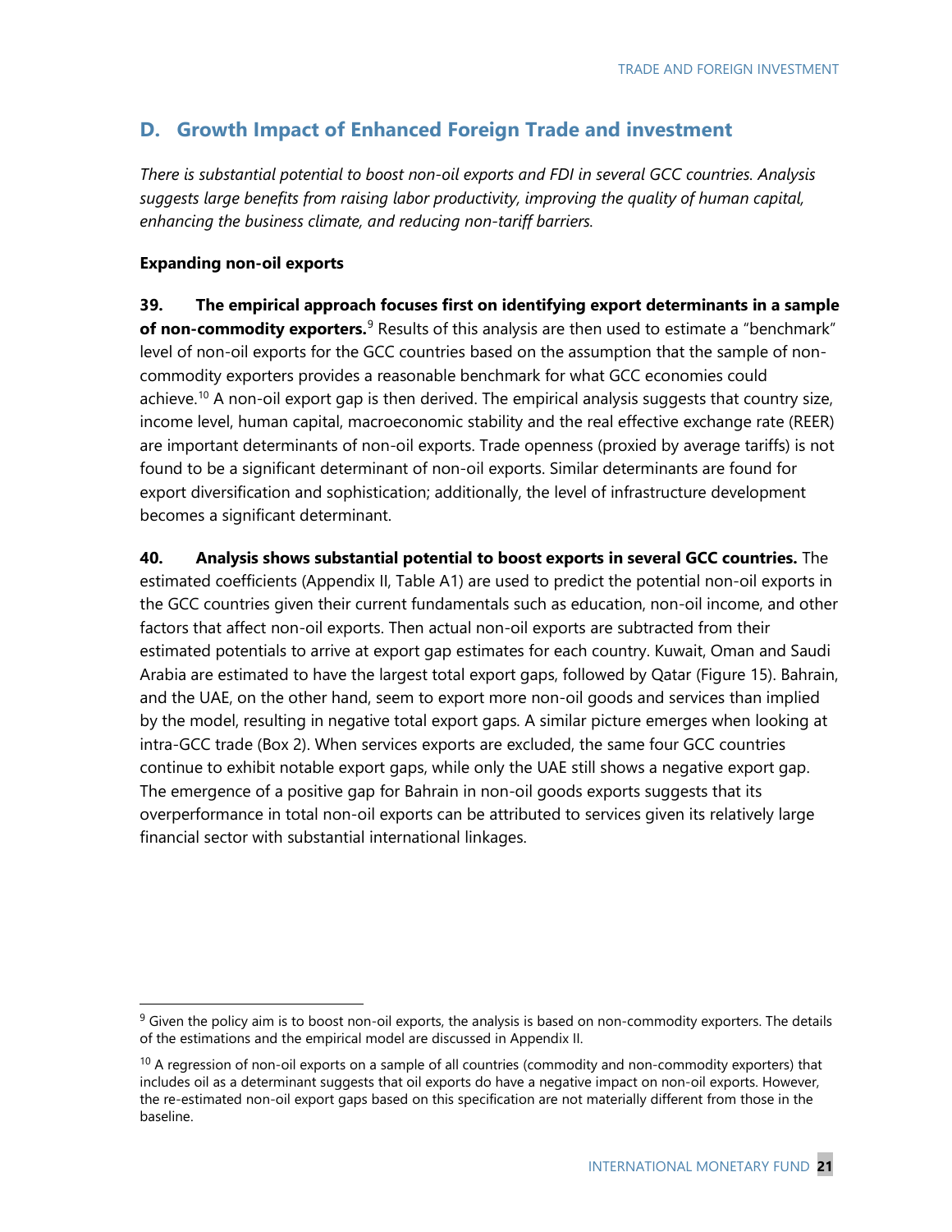## D. Growth Impact of Enhanced Foreign Trade and investment

*There is substantial potential to boost non-oil exports and FDI in several GCC countries. Analysis suggests large benefits from raising labor productivity, improving the quality of human capital, enhancing the business climate, and reducing non-tariff barriers.*

**Expanding non-oil exports**

**39. The empirical approach focuses first on identifying export determinants in a sample of non-commodity exporters.**[9] Results of this analysis are then used to estimate a "benchmark" level of non-oil exports for the GCC countries based on the assumption that the sample of non-commodity exporters provides a reasonable benchmark for what GCC economies could achieve.[10] A non-oil export gap is then derived. The empirical analysis suggests that country size, income level, human capital, macroeconomic stability and the real effective exchange rate (REER) are important determinants of non-oil exports. Trade openness (proxied by average tariffs) is not found to be a significant determinant of non-oil exports. Similar determinants are found for export diversification and sophistication; additionally, the level of infrastructure development becomes a significant determinant.

**40. Analysis shows substantial potential to boost exports in several GCC countries.** The estimated coefficients (Appendix II, Table A1) are used to predict the potential non-oil exports in the GCC countries given their current fundamentals such as education, non-oil income, and other factors that affect non-oil exports. Then actual non-oil exports are subtracted from their estimated potentials to arrive at export gap estimates for each country. Kuwait, Oman and Saudi Arabia are estimated to have the largest total export gaps, followed by Qatar (Figure 15). Bahrain, and the UAE, on the other hand, seem to export more non-oil goods and services than implied by the model, resulting in negative total export gaps. A similar picture emerges when looking at intra-GCC trade (Box 2). When services exports are excluded, the same four GCC countries continue to exhibit notable export gaps, while only the UAE still shows a negative export gap. The emergence of a positive gap for Bahrain in non-oil goods exports suggests that its overperformance in total non-oil exports can be attributed to services given its relatively large financial sector with substantial international linkages.

---

[9] Given the policy aim is to boost non-oil exports, the analysis is based on non-commodity exporters. The details of the estimations and the empirical model are discussed in Appendix II.

[10] A regression of non-oil exports on a sample of all countries (commodity and non-commodity exporters) that includes oil as a determinant suggests that oil exports do have a negative impact on non-oil exports. However, the re-estimated non-oil export gaps based on this specification are not materially different from those in the baseline.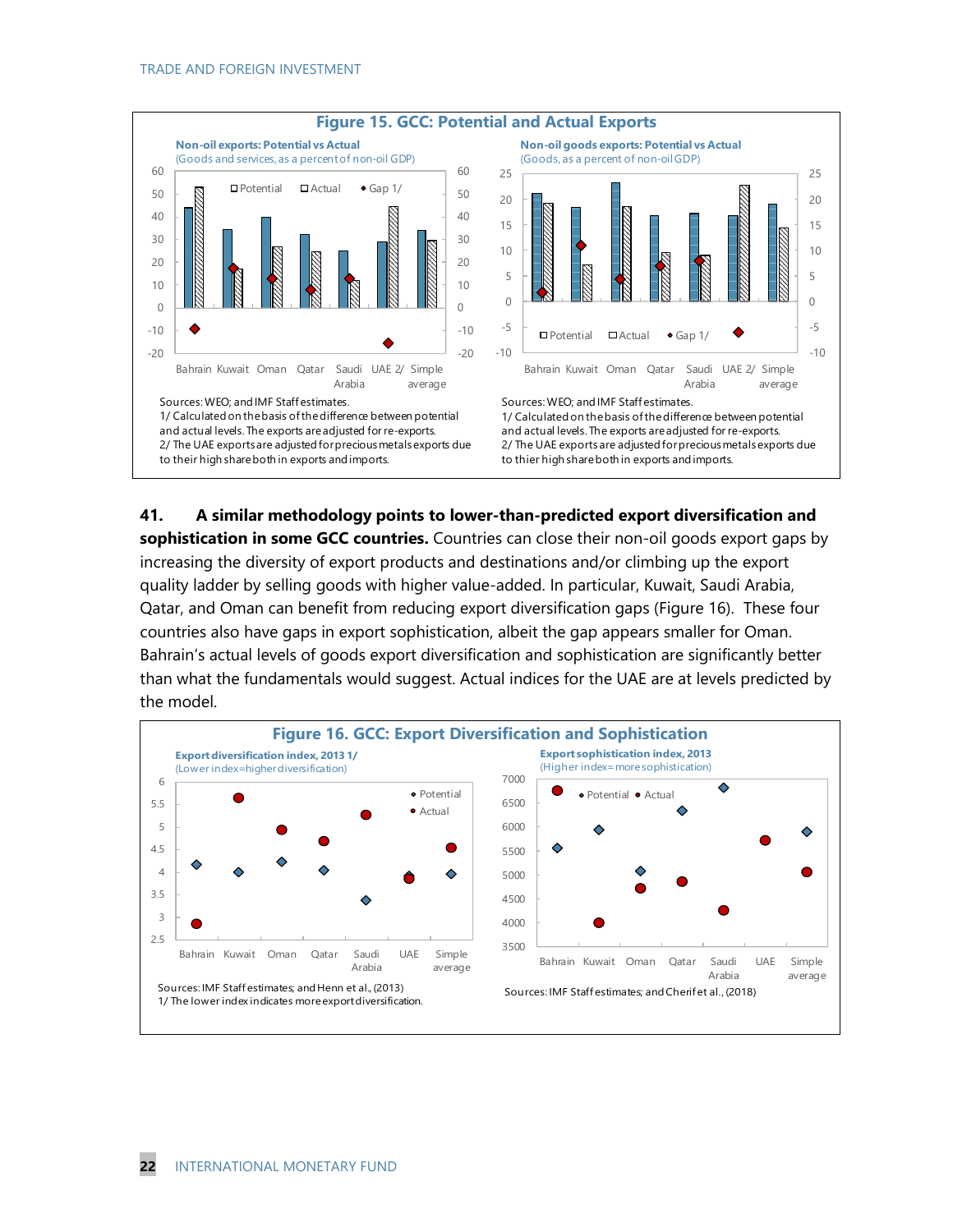**Figure 15. GCC: Potential and Actual Exports**

Non-oil exports: Potential vs Actual
(Goods and services, as a percent of non-oil GDP)

Sources: WEO; and IMF Staff estimates.
1/ Calculated on the basis of the difference between potential and actual levels. The exports are adjusted for re-exports.
2/ The UAE exports are adjusted for precious metals exports due to their high share both in exports and imports.

Non-oil goods exports: Potential vs Actual
(Goods, as a percent of non-oil GDP)

Sources: WEO; and IMF Staff estimates.
1/ Calculated on the basis of the difference between potential and actual levels. The exports are adjusted for re-exports.
2/ The UAE exports are adjusted for precious metals exports due to thier high share both in exports and imports.

41. **A similar methodology points to lower-than-predicted export diversification and sophistication in some GCC countries.** Countries can close their non-oil goods export gaps by increasing the diversity of export products and destinations and/or climbing up the export quality ladder by selling goods with higher value-added. In particular, Kuwait, Saudi Arabia, Qatar, and Oman can benefit from reducing export diversification gaps (Figure 16). These four countries also have gaps in export sophistication, albeit the gap appears smaller for Oman. Bahrain's actual levels of goods export diversification and sophistication are significantly better than what the fundamentals would suggest. Actual indices for the UAE are at levels predicted by the model.

**Figure 16. GCC: Export Diversification and Sophistication**

Export diversification index, 2013 1/
(Lower index=higher diversification)

Sources: IMF Staff estimates; and Henn et al., (2013)
1/ The lower index indicates more export diversification.

Export sophistication index, 2013
(Higher index= more sophistication)

Sources: IMF Staff estimates; and Cherif et al., (2018)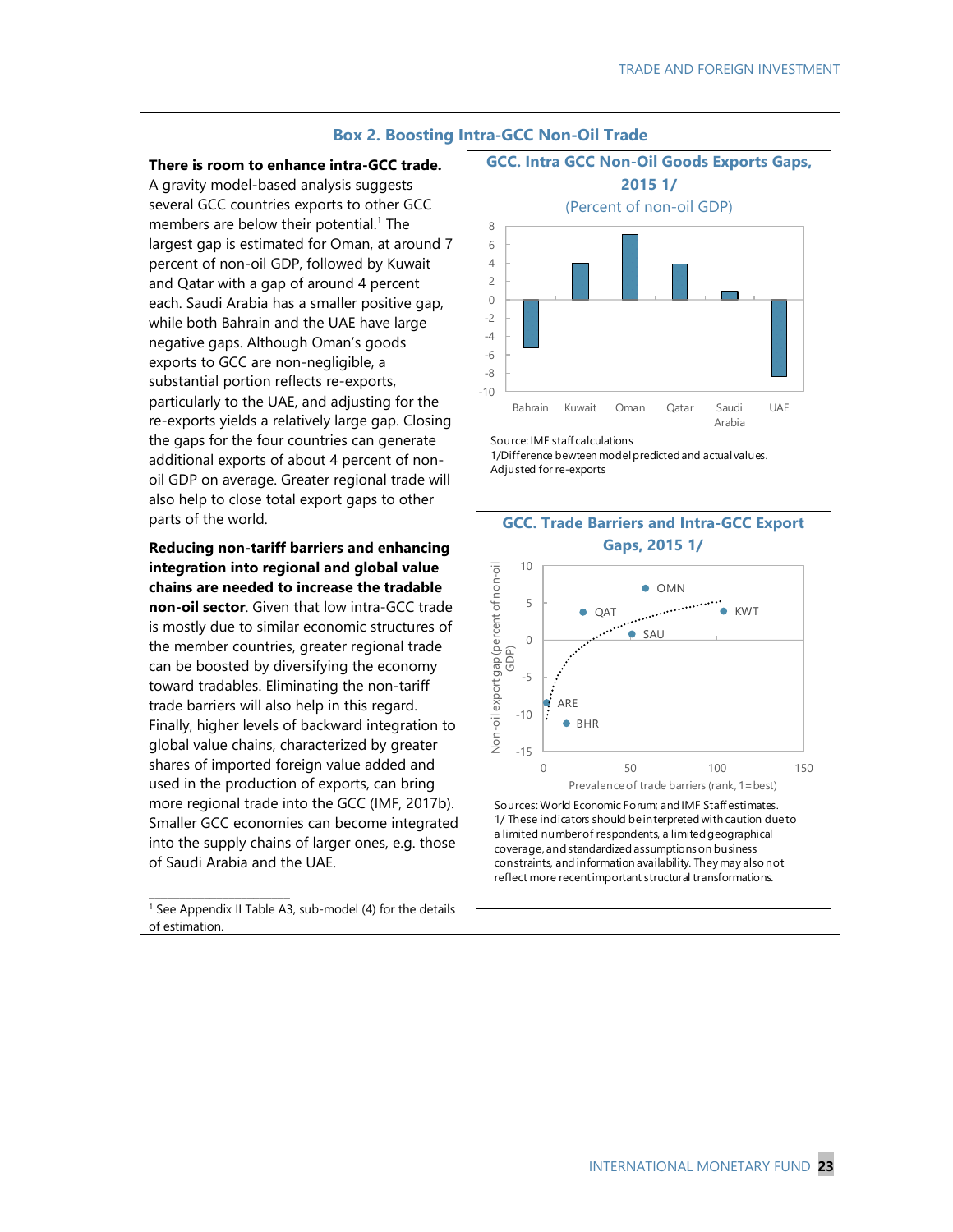## Box 2. Boosting Intra-GCC Non-Oil Trade

**There is room to enhance intra-GCC trade.** A gravity model-based analysis suggests several GCC countries exports to other GCC members are below their potential.[1] The largest gap is estimated for Oman, at around 7 percent of non-oil GDP, followed by Kuwait and Qatar with a gap of around 4 percent each. Saudi Arabia has a smaller positive gap, while both Bahrain and the UAE have large negative gaps. Although Oman's goods exports to GCC are non-negligible, a substantial portion reflects re-exports, particularly to the UAE, and adjusting for the re-exports yields a relatively large gap. Closing the gaps for the four countries can generate additional exports of about 4 percent of non-oil GDP on average. Greater regional trade will also help to close total export gaps to other parts of the world.

**Reducing non-tariff barriers and enhancing integration into regional and global value chains are needed to increase the tradable non-oil sector**. Given that low intra-GCC trade is mostly due to similar economic structures of the member countries, greater regional trade can be boosted by diversifying the economy toward tradables. Eliminating the non-tariff trade barriers will also help in this regard. Finally, higher levels of backward integration to global value chains, characterized by greater shares of imported foreign value added and used in the production of exports, can bring more regional trade into the GCC (IMF, 2017b). Smaller GCC economies can become integrated into the supply chains of larger ones, e.g. those of Saudi Arabia and the UAE.

**GCC. Intra GCC Non-Oil Goods Exports Gaps, 2015 1/**
(Percent of non-oil GDP)

Source: IMF staff calculations
1/Difference bewteen model predicted and actual values. Adjusted for re-exports

**GCC. Trade Barriers and Intra-GCC Export Gaps, 2015 1/**

Sources: World Economic Forum; and IMF Staff estimates.
1/ These indicators should be interpreted with caution due to a limited number of respondents, a limited geographical coverage, and standardized assumptions on business constraints, and information availability. They may also not reflect more recent important structural transformations.

[1] See Appendix II Table A3, sub-model (4) for the details of estimation.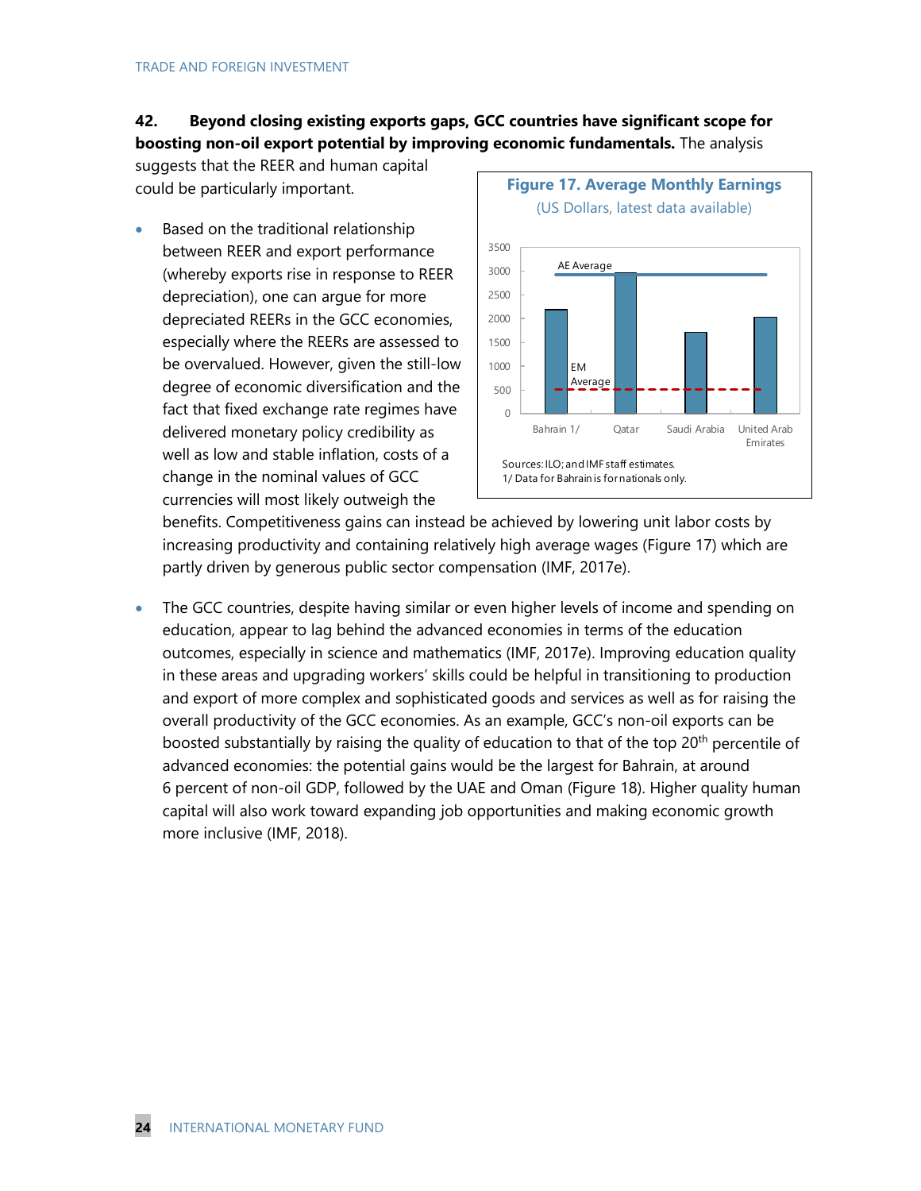**42. Beyond closing existing exports gaps, GCC countries have significant scope for boosting non-oil export potential by improving economic fundamentals.** The analysis suggests that the REER and human capital could be particularly important.

- Based on the traditional relationship between REER and export performance (whereby exports rise in response to REER depreciation), one can argue for more depreciated REERs in the GCC economies, especially where the REERs are assessed to be overvalued. However, given the still-low degree of economic diversification and the fact that fixed exchange rate regimes have delivered monetary policy credibility as well as low and stable inflation, costs of a change in the nominal values of GCC currencies will most likely outweigh the benefits. Competitiveness gains can instead be achieved by lowering unit labor costs by increasing productivity and containing relatively high average wages (Figure 17) which are partly driven by generous public sector compensation (IMF, 2017e).

**Figure 17. Average Monthly Earnings**

(US Dollars, latest data available)

Sources: ILO; and IMF staff estimates.
1/ Data for Bahrain is for nationals only.

- The GCC countries, despite having similar or even higher levels of income and spending on education, appear to lag behind the advanced economies in terms of the education outcomes, especially in science and mathematics (IMF, 2017e). Improving education quality in these areas and upgrading workers' skills could be helpful in transitioning to production and export of more complex and sophisticated goods and services as well as for raising the overall productivity of the GCC economies. As an example, GCC's non-oil exports can be boosted substantially by raising the quality of education to that of the top 20th percentile of advanced economies: the potential gains would be the largest for Bahrain, at around 6 percent of non-oil GDP, followed by the UAE and Oman (Figure 18). Higher quality human capital will also work toward expanding job opportunities and making economic growth more inclusive (IMF, 2018).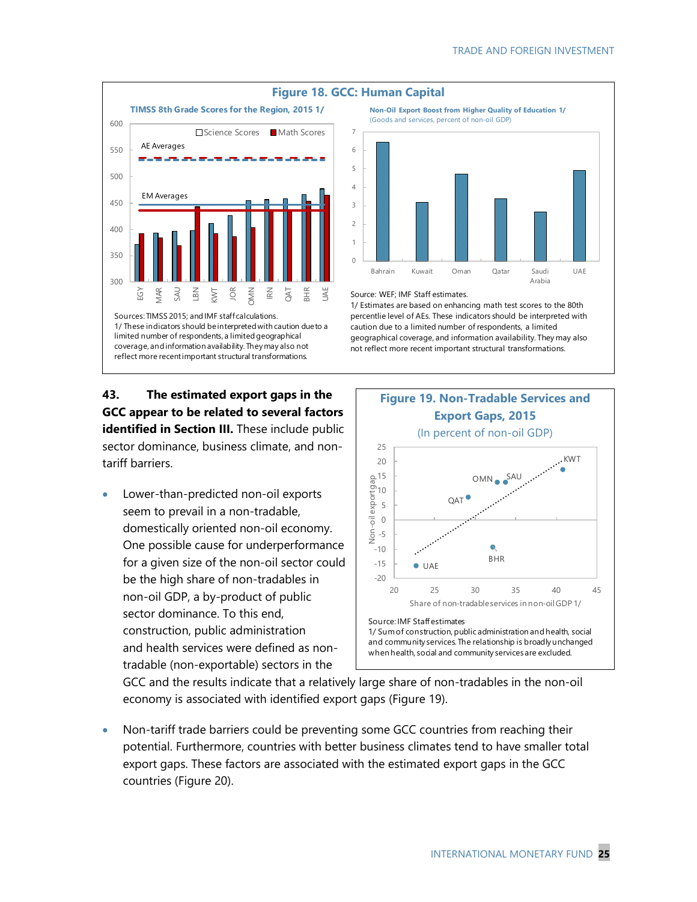**Figure 18. GCC: Human Capital**

**TIMSS 8th Grade Scores for the Region, 2015 1/**

Sources: TIMSS 2015; and IMF staff calculations.
1/ These indicators should be interpreted with caution due to a limited number of respondents, a limited geographical coverage, and information availability. They may also not reflect more recent important structural transformations.

**Non-Oil Export Boost from Higher Quality of Education 1/**
(Goods and services, percent of non-oil GDP)

Source: WEF; IMF Staff estimates.
1/ Estimates are based on enhancing math test scores to the 80th percentile level of AEs. These indicators should be interpreted with caution due to a limited number of respondents, a limited geographical coverage, and information availability. They may also not reflect more recent important structural transformations.

43. **The estimated export gaps in the GCC appear to be related to several factors identified in Section III.** These include public sector dominance, business climate, and non-tariff barriers.

- Lower-than-predicted non-oil exports seem to prevail in a non-tradable, domestically oriented non-oil economy. One possible cause for underperformance for a given size of the non-oil sector could be the high share of non-tradables in non-oil GDP, a by-product of public sector dominance. To this end, construction, public administration and health services were defined as non-tradable (non-exportable) sectors in the GCC and the results indicate that a relatively large share of non-tradables in the non-oil economy is associated with identified export gaps (Figure 19).

- Non-tariff trade barriers could be preventing some GCC countries from reaching their potential. Furthermore, countries with better business climates tend to have smaller total export gaps. These factors are associated with the estimated export gaps in the GCC countries (Figure 20).

**Figure 19. Non-Tradable Services and Export Gaps, 2015**
(In percent of non-oil GDP)

Source: IMF Staff estimates
1/ Sum of construction, public administration and health, social and community services. The relationship is broadly unchanged when health, social and community services are excluded.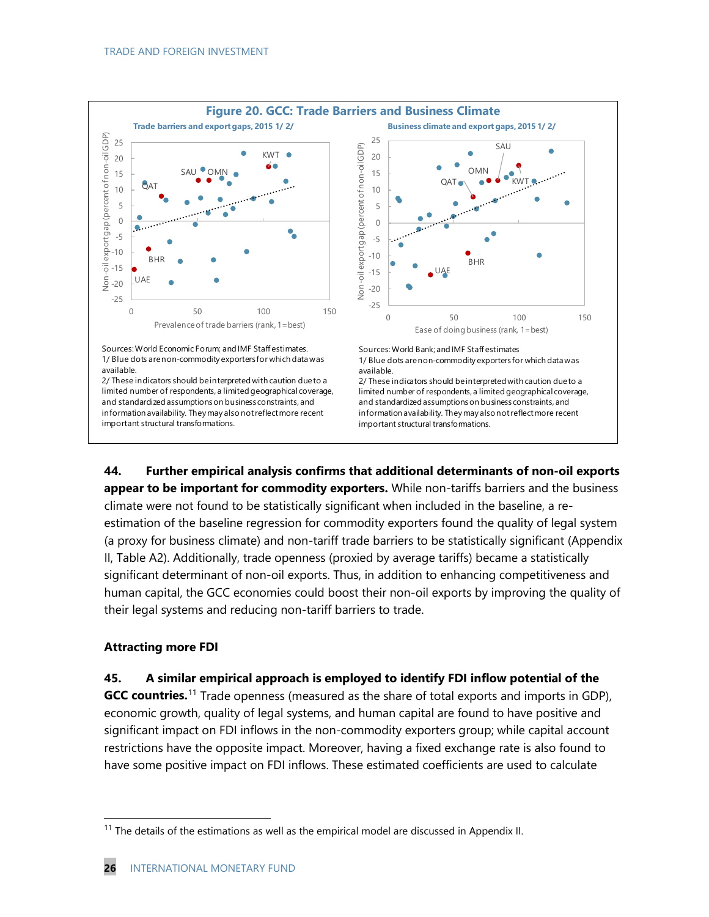### Figure 20. GCC: Trade Barriers and Business Climate

**Trade barriers and export gaps, 2015 1/ 2/**

Sources: World Economic Forum; and IMF Staff estimates.
1/ Blue dots are non-commodity exporters for which data was available.
2/ These indicators should be interpreted with caution due to a limited number of respondents, a limited geographical coverage, and standardized assumptions on business constraints, and information availability. They may also not reflect more recent important structural transformations.

**Business climate and export gaps, 2015 1/ 2/**

Sources: World Bank; and IMF Staff estimates
1/ Blue dots are non-commodity exporters for which data was available.
2/ These indicators should be interpreted with caution due to a limited number of respondents, a limited geographical coverage, and standardized assumptions on business constraints, and information availability. They may also not reflect more recent important structural transformations.

44. **Further empirical analysis confirms that additional determinants of non-oil exports appear to be important for commodity exporters.** While non-tariffs barriers and the business climate were not found to be statistically significant when included in the baseline, a re-estimation of the baseline regression for commodity exporters found the quality of legal system (a proxy for business climate) and non-tariff trade barriers to be statistically significant (Appendix II, Table A2). Additionally, trade openness (proxied by average tariffs) became a statistically significant determinant of non-oil exports. Thus, in addition to enhancing competitiveness and human capital, the GCC economies could boost their non-oil exports by improving the quality of their legal systems and reducing non-tariff barriers to trade.

### Attracting more FDI

45. **A similar empirical approach is employed to identify FDI inflow potential of the GCC countries.**[11] Trade openness (measured as the share of total exports and imports in GDP), economic growth, quality of legal systems, and human capital are found to have positive and significant impact on FDI inflows in the non-commodity exporters group; while capital account restrictions have the opposite impact. Moreover, having a fixed exchange rate is also found to have some positive impact on FDI inflows. These estimated coefficients are used to calculate

[11] The details of the estimations as well as the empirical model are discussed in Appendix II.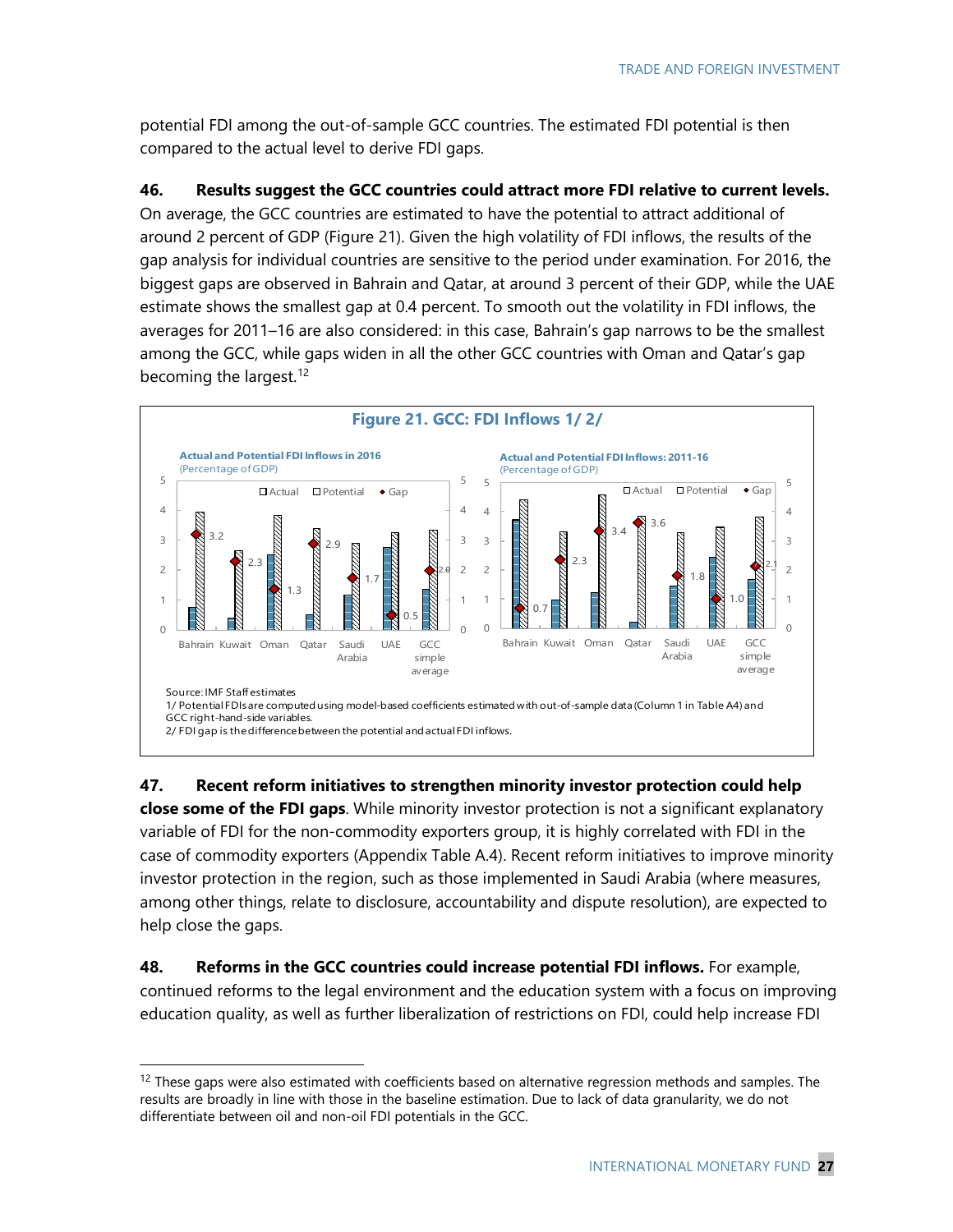potential FDI among the out-of-sample GCC countries. The estimated FDI potential is then compared to the actual level to derive FDI gaps.

**46. Results suggest the GCC countries could attract more FDI relative to current levels.** On average, the GCC countries are estimated to have the potential to attract additional of around 2 percent of GDP (Figure 21). Given the high volatility of FDI inflows, the results of the gap analysis for individual countries are sensitive to the period under examination. For 2016, the biggest gaps are observed in Bahrain and Qatar, at around 3 percent of their GDP, while the UAE estimate shows the smallest gap at 0.4 percent. To smooth out the volatility in FDI inflows, the averages for 2011–16 are also considered: in this case, Bahrain's gap narrows to be the smallest among the GCC, while gaps widen in all the other GCC countries with Oman and Qatar's gap becoming the largest.[12]

**Figure 21. GCC: FDI Inflows 1/ 2/**

**Actual and Potential FDI Inflows in 2016** (Percentage of GDP)

| | Gap |
|---|---|
| Bahrain | 3.2 |
| Kuwait | 2.3 |
| Oman | 1.3 |
| Qatar | 2.9 |
| Saudi Arabia | 1.7 |
| UAE | 0.5 |
| GCC simple average | 2.0 |

**Actual and Potential FDI Inflows: 2011-16** (Percentage of GDP)

| | Gap |
|---|---|
| Bahrain | 0.7 |
| Kuwait | 2.3 |
| Oman | 3.4 |
| Qatar | 3.6 |
| Saudi Arabia | 1.8 |
| UAE | 1.0 |
| GCC simple average | 2.1 |

Source: IMF Staff estimates

1/ Potential FDIs are computed using model-based coefficients estimated with out-of-sample data (Column 1 in Table A4) and GCC right-hand-side variables.

2/ FDI gap is the difference between the potential and actual FDI inflows.

**47. Recent reform initiatives to strengthen minority investor protection could help close some of the FDI gaps**. While minority investor protection is not a significant explanatory variable of FDI for the non-commodity exporters group, it is highly correlated with FDI in the case of commodity exporters (Appendix Table A.4). Recent reform initiatives to improve minority investor protection in the region, such as those implemented in Saudi Arabia (where measures, among other things, relate to disclosure, accountability and dispute resolution), are expected to help close the gaps.

**48. Reforms in the GCC countries could increase potential FDI inflows.** For example, continued reforms to the legal environment and the education system with a focus on improving education quality, as well as further liberalization of restrictions on FDI, could help increase FDI

[12] These gaps were also estimated with coefficients based on alternative regression methods and samples. The results are broadly in line with those in the baseline estimation. Due to lack of data granularity, we do not differentiate between oil and non-oil FDI potentials in the GCC.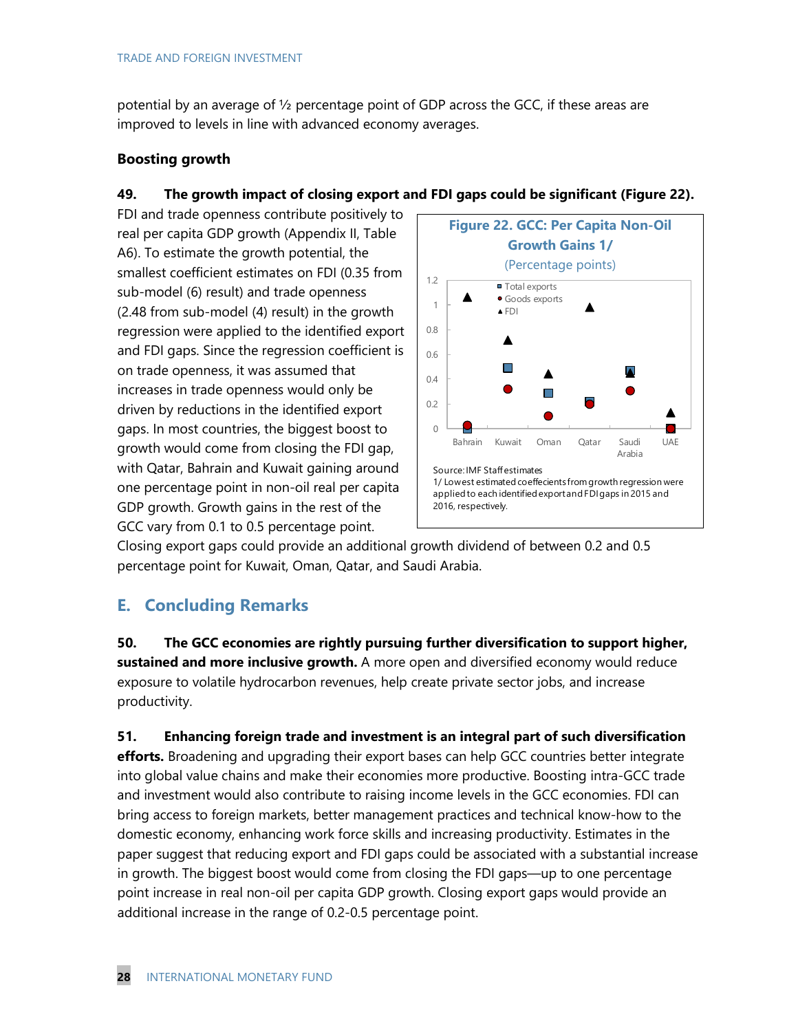potential by an average of ½ percentage point of GDP across the GCC, if these areas are improved to levels in line with advanced economy averages.

### Boosting growth

**49. The growth impact of closing export and FDI gaps could be significant (Figure 22).** FDI and trade openness contribute positively to real per capita GDP growth (Appendix II, Table A6). To estimate the growth potential, the smallest coefficient estimates on FDI (0.35 from sub-model (6) result) and trade openness (2.48 from sub-model (4) result) in the growth regression were applied to the identified export and FDI gaps. Since the regression coefficient is on trade openness, it was assumed that increases in trade openness would only be driven by reductions in the identified export gaps. In most countries, the biggest boost to growth would come from closing the FDI gap, with Qatar, Bahrain and Kuwait gaining around one percentage point in non-oil real per capita GDP growth. Growth gains in the rest of the GCC vary from 0.1 to 0.5 percentage point. Closing export gaps could provide an additional growth dividend of between 0.2 and 0.5 percentage point for Kuwait, Oman, Qatar, and Saudi Arabia.

**Figure 22. GCC: Per Capita Non-Oil Growth Gains 1/**

(Percentage points)

Source: IMF Staff estimates

1/ Lowest estimated coeffecients from growth regression were applied to each identified export and FDI gaps in 2015 and 2016, respectively.

## E. Concluding Remarks

**50. The GCC economies are rightly pursuing further diversification to support higher, sustained and more inclusive growth.** A more open and diversified economy would reduce exposure to volatile hydrocarbon revenues, help create private sector jobs, and increase productivity.

**51. Enhancing foreign trade and investment is an integral part of such diversification efforts.** Broadening and upgrading their export bases can help GCC countries better integrate into global value chains and make their economies more productive. Boosting intra-GCC trade and investment would also contribute to raising income levels in the GCC economies. FDI can bring access to foreign markets, better management practices and technical know-how to the domestic economy, enhancing work force skills and increasing productivity. Estimates in the paper suggest that reducing export and FDI gaps could be associated with a substantial increase in growth. The biggest boost would come from closing the FDI gaps—up to one percentage point increase in real non-oil per capita GDP growth. Closing export gaps would provide an additional increase in the range of 0.2-0.5 percentage point.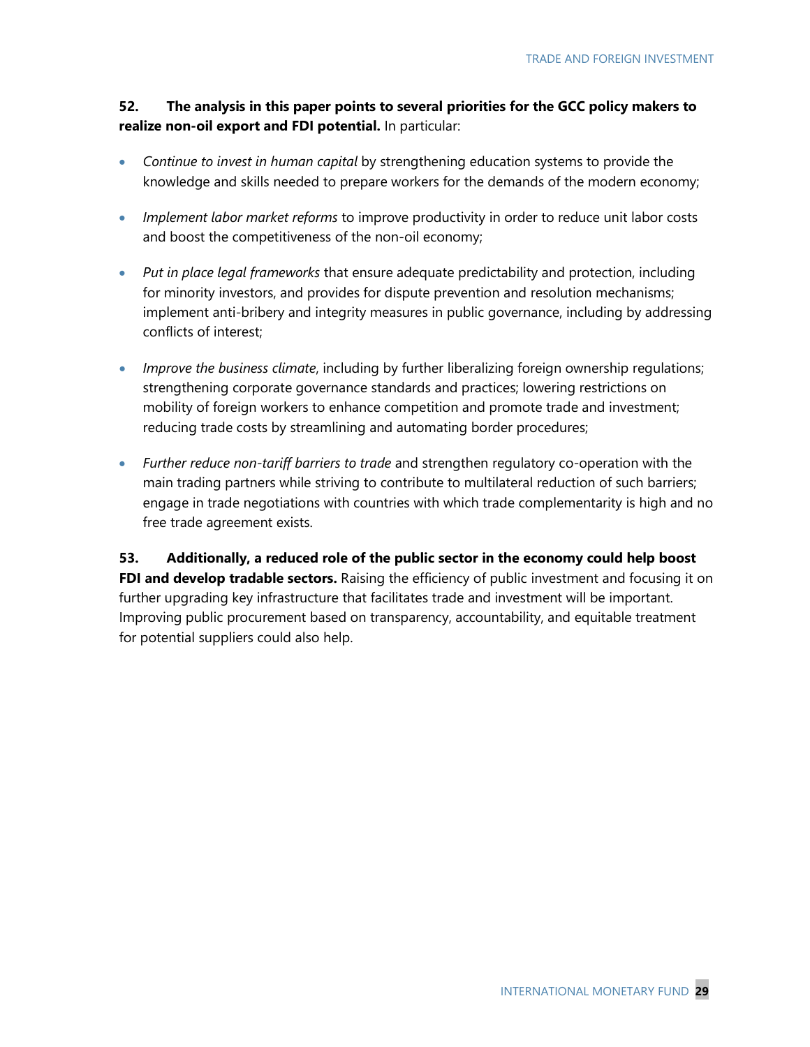**52. The analysis in this paper points to several priorities for the GCC policy makers to realize non-oil export and FDI potential.** In particular:

- *Continue to invest in human capital* by strengthening education systems to provide the knowledge and skills needed to prepare workers for the demands of the modern economy;
- *Implement labor market reforms* to improve productivity in order to reduce unit labor costs and boost the competitiveness of the non-oil economy;
- *Put in place legal frameworks* that ensure adequate predictability and protection, including for minority investors, and provides for dispute prevention and resolution mechanisms; implement anti-bribery and integrity measures in public governance, including by addressing conflicts of interest;
- *Improve the business climate*, including by further liberalizing foreign ownership regulations; strengthening corporate governance standards and practices; lowering restrictions on mobility of foreign workers to enhance competition and promote trade and investment; reducing trade costs by streamlining and automating border procedures;
- *Further reduce non-tariff barriers to trade* and strengthen regulatory co-operation with the main trading partners while striving to contribute to multilateral reduction of such barriers; engage in trade negotiations with countries with which trade complementarity is high and no free trade agreement exists.

**53. Additionally, a reduced role of the public sector in the economy could help boost FDI and develop tradable sectors.** Raising the efficiency of public investment and focusing it on further upgrading key infrastructure that facilitates trade and investment will be important. Improving public procurement based on transparency, accountability, and equitable treatment for potential suppliers could also help.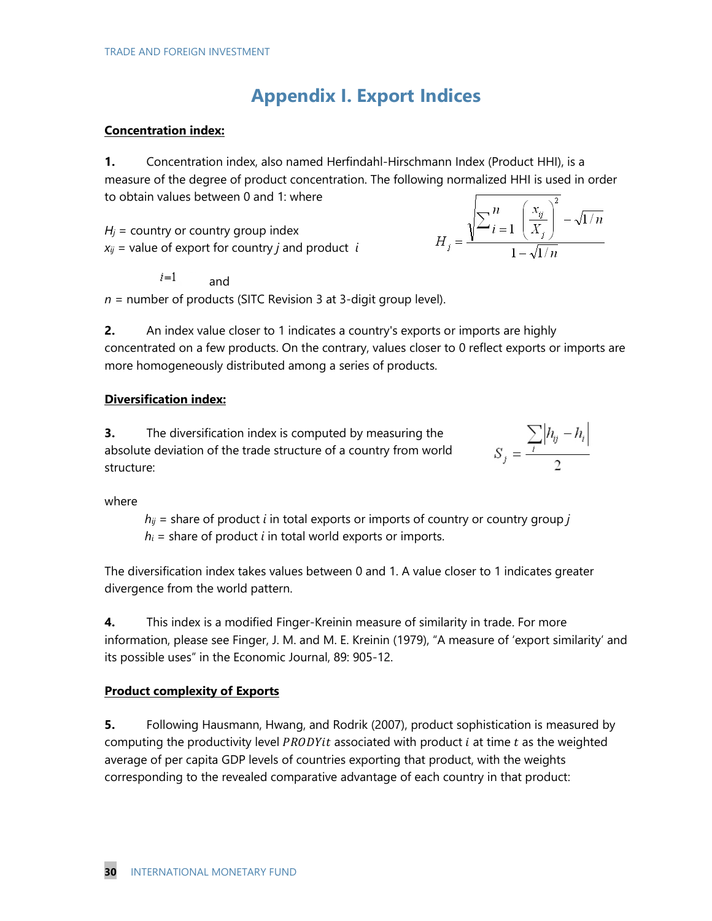# Appendix I. Export Indices

**Concentration index:**

**1.** Concentration index, also named Herfindahl-Hirschmann Index (Product HHI), is a measure of the degree of product concentration. The following normalized HHI is used in order to obtain values between 0 and 1: where

$$H_j = \frac{\sqrt{\sum_{i=1}^{n}\left(\frac{x_{ij}}{X_j}\right)^2} - \sqrt{1/n}}{1 - \sqrt{1/n}}$$

$H_j$ = country or country group index
$x_{ij}$ = value of export for country $j$ and product $i$

$i=1$ and

$n$ = number of products (SITC Revision 3 at 3-digit group level).

**2.** An index value closer to 1 indicates a country's exports or imports are highly concentrated on a few products. On the contrary, values closer to 0 reflect exports or imports are more homogeneously distributed among a series of products.

**Diversification index:**

**3.** The diversification index is computed by measuring the absolute deviation of the trade structure of a country from world structure:

$$S_j = \frac{\sum_i \left| h_{ij} - h_i \right|}{2}$$

where

$h_{ij}$ = share of product $i$ in total exports or imports of country or country group $j$
$h_i$ = share of product $i$ in total world exports or imports.

The diversification index takes values between 0 and 1. A value closer to 1 indicates greater divergence from the world pattern.

**4.** This index is a modified Finger-Kreinin measure of similarity in trade. For more information, please see Finger, J. M. and M. E. Kreinin (1979), "A measure of 'export similarity' and its possible uses" in the Economic Journal, 89: 905-12.

**Product complexity of Exports**

**5.** Following Hausmann, Hwang, and Rodrik (2007), product sophistication is measured by computing the productivity level $PRODYit$ associated with product $i$ at time $t$ as the weighted average of per capita GDP levels of countries exporting that product, with the weights corresponding to the revealed comparative advantage of each country in that product: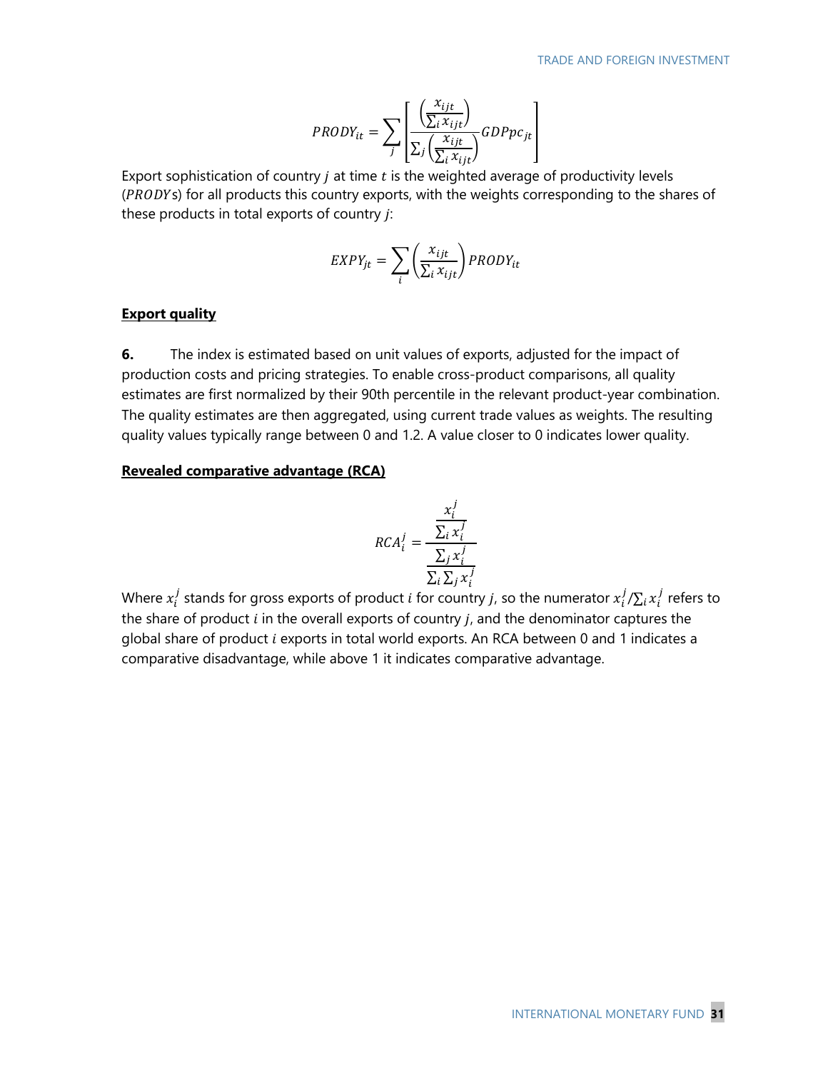$$PRODY_{it} = \sum_j \left[ \frac{\left(\frac{x_{ijt}}{\sum_i x_{ijt}}\right)}{\sum_j \left(\frac{x_{ijt}}{\sum_i x_{ijt}}\right)} GDPpc_{jt} \right]$$

Export sophistication of country $j$ at time $t$ is the weighted average of productivity levels ($PRODY$s) for all products this country exports, with the weights corresponding to the shares of these products in total exports of country $j$:

$$EXPY_{jt} = \sum_i \left( \frac{x_{ijt}}{\sum_i x_{ijt}} \right) PRODY_{it}$$

**Export quality**

**6.** The index is estimated based on unit values of exports, adjusted for the impact of production costs and pricing strategies. To enable cross-product comparisons, all quality estimates are first normalized by their 90th percentile in the relevant product-year combination. The quality estimates are then aggregated, using current trade values as weights. The resulting quality values typically range between 0 and 1.2. A value closer to 0 indicates lower quality.

**Revealed comparative advantage (RCA)**

$$RCA_i^j = \frac{\frac{x_i^j}{\sum_i x_i^j}}{\frac{\sum_j x_i^j}{\sum_i \sum_j x_i^j}}$$

Where $x_i^j$ stands for gross exports of product $i$ for country $j$, so the numerator $x_i^j / \sum_i x_i^j$ refers to the share of product $i$ in the overall exports of country $j$, and the denominator captures the global share of product $i$ exports in total world exports. An RCA between 0 and 1 indicates a comparative disadvantage, while above 1 it indicates comparative advantage.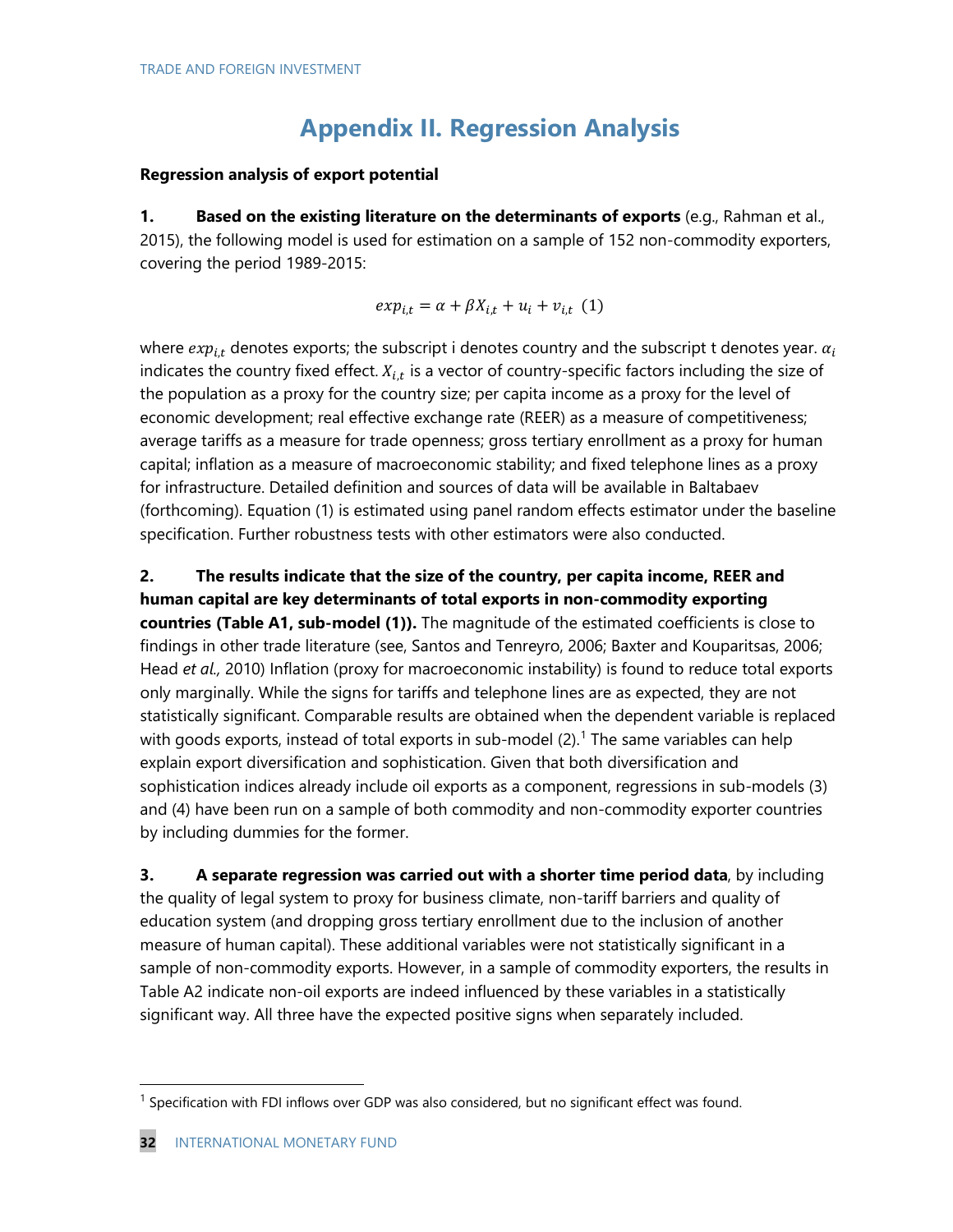# Appendix II. Regression Analysis

**Regression analysis of export potential**

**1. Based on the existing literature on the determinants of exports** (e.g., Rahman et al., 2015), the following model is used for estimation on a sample of 152 non-commodity exporters, covering the period 1989-2015:

$$exp_{i,t} = \alpha + \beta X_{i,t} + u_i + v_{i,t} \quad (1)$$

where $exp_{i,t}$ denotes exports; the subscript i denotes country and the subscript t denotes year. $\alpha_i$ indicates the country fixed effect. $X_{i,t}$ is a vector of country-specific factors including the size of the population as a proxy for the country size; per capita income as a proxy for the level of economic development; real effective exchange rate (REER) as a measure of competitiveness; average tariffs as a measure for trade openness; gross tertiary enrollment as a proxy for human capital; inflation as a measure of macroeconomic stability; and fixed telephone lines as a proxy for infrastructure. Detailed definition and sources of data will be available in Baltabaev (forthcoming). Equation (1) is estimated using panel random effects estimator under the baseline specification. Further robustness tests with other estimators were also conducted.

**2. The results indicate that the size of the country, per capita income, REER and human capital are key determinants of total exports in non-commodity exporting countries (Table A1, sub-model (1)).** The magnitude of the estimated coefficients is close to findings in other trade literature (see, Santos and Tenreyro, 2006; Baxter and Kouparitsas, 2006; Head *et al.,* 2010) Inflation (proxy for macroeconomic instability) is found to reduce total exports only marginally. While the signs for tariffs and telephone lines are as expected, they are not statistically significant. Comparable results are obtained when the dependent variable is replaced with goods exports, instead of total exports in sub-model (2).[1] The same variables can help explain export diversification and sophistication. Given that both diversification and sophistication indices already include oil exports as a component, regressions in sub-models (3) and (4) have been run on a sample of both commodity and non-commodity exporter countries by including dummies for the former.

**3. A separate regression was carried out with a shorter time period data**, by including the quality of legal system to proxy for business climate, non-tariff barriers and quality of education system (and dropping gross tertiary enrollment due to the inclusion of another measure of human capital). These additional variables were not statistically significant in a sample of non-commodity exports. However, in a sample of commodity exporters, the results in Table A2 indicate non-oil exports are indeed influenced by these variables in a statistically significant way. All three have the expected positive signs when separately included.

[1] Specification with FDI inflows over GDP was also considered, but no significant effect was found.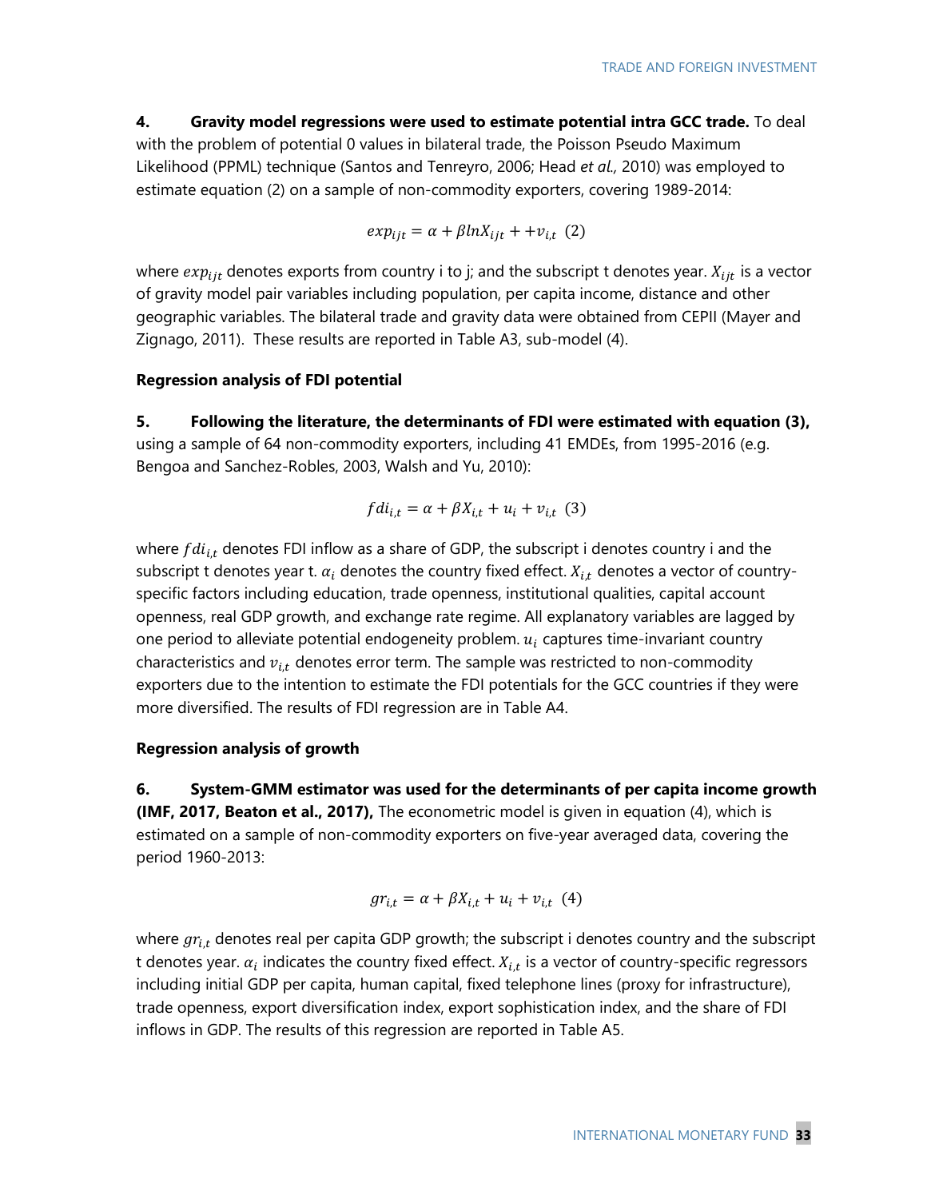**4. Gravity model regressions were used to estimate potential intra GCC trade.** To deal with the problem of potential 0 values in bilateral trade, the Poisson Pseudo Maximum Likelihood (PPML) technique (Santos and Tenreyro, 2006; Head *et al.,* 2010) was employed to estimate equation (2) on a sample of non-commodity exporters, covering 1989-2014:

$$exp_{ijt} = \alpha + \beta lnX_{ijt} + +v_{i,t} \;\; (2)$$

where $exp_{ijt}$ denotes exports from country i to j; and the subscript t denotes year. $X_{ijt}$ is a vector of gravity model pair variables including population, per capita income, distance and other geographic variables. The bilateral trade and gravity data were obtained from CEPII (Mayer and Zignago, 2011). These results are reported in Table A3, sub-model (4).

**Regression analysis of FDI potential**

**5. Following the literature, the determinants of FDI were estimated with equation (3),** using a sample of 64 non-commodity exporters, including 41 EMDEs, from 1995-2016 (e.g. Bengoa and Sanchez-Robles, 2003, Walsh and Yu, 2010):

$$fdi_{i,t} = \alpha + \beta X_{i,t} + u_i + v_{i,t} \;\; (3)$$

where $fdi_{i,t}$ denotes FDI inflow as a share of GDP, the subscript i denotes country i and the subscript t denotes year t. $\alpha_i$ denotes the country fixed effect. $X_{i,t}$ denotes a vector of country-specific factors including education, trade openness, institutional qualities, capital account openness, real GDP growth, and exchange rate regime. All explanatory variables are lagged by one period to alleviate potential endogeneity problem. $u_i$ captures time-invariant country characteristics and $v_{i,t}$ denotes error term. The sample was restricted to non-commodity exporters due to the intention to estimate the FDI potentials for the GCC countries if they were more diversified. The results of FDI regression are in Table A4.

**Regression analysis of growth**

**6. System-GMM estimator was used for the determinants of per capita income growth (IMF, 2017, Beaton et al., 2017),** The econometric model is given in equation (4), which is estimated on a sample of non-commodity exporters on five-year averaged data, covering the period 1960-2013:

$$gr_{i,t} = \alpha + \beta X_{i,t} + u_i + v_{i,t} \;\; (4)$$

where $gr_{i,t}$ denotes real per capita GDP growth; the subscript i denotes country and the subscript t denotes year. $\alpha_i$ indicates the country fixed effect. $X_{i,t}$ is a vector of country-specific regressors including initial GDP per capita, human capital, fixed telephone lines (proxy for infrastructure), trade openness, export diversification index, export sophistication index, and the share of FDI inflows in GDP. The results of this regression are reported in Table A5.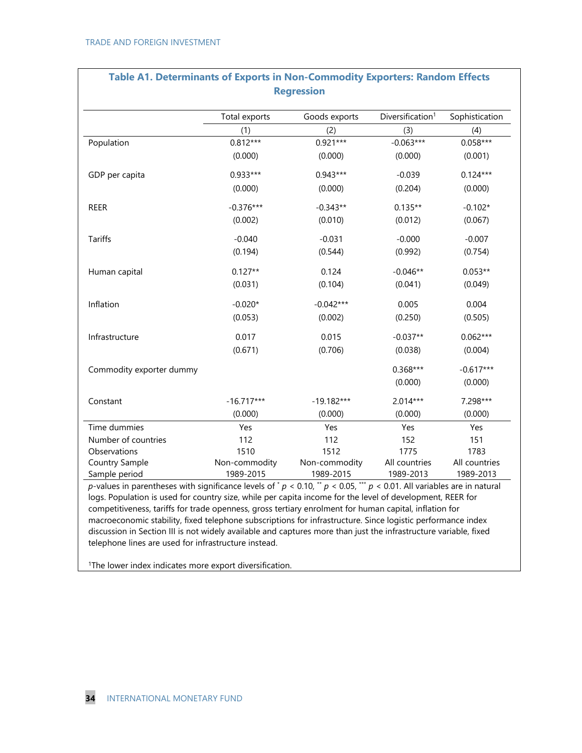## Table A1. Determinants of Exports in Non-Commodity Exporters: Random Effects Regression

| | Total exports | Goods exports | Diversification[1] | Sophistication |
|---|---|---|---|---|
| | (1) | (2) | (3) | (4) |
| Population | 0.812*** | 0.921*** | -0.063*** | 0.058*** |
| | (0.000) | (0.000) | (0.000) | (0.001) |
| GDP per capita | 0.933*** | 0.943*** | -0.039 | 0.124*** |
| | (0.000) | (0.000) | (0.204) | (0.000) |
| REER | -0.376*** | -0.343** | 0.135** | -0.102* |
| | (0.002) | (0.010) | (0.012) | (0.067) |
| Tariffs | -0.040 | -0.031 | -0.000 | -0.007 |
| | (0.194) | (0.544) | (0.992) | (0.754) |
| Human capital | 0.127** | 0.124 | -0.046** | 0.053** |
| | (0.031) | (0.104) | (0.041) | (0.049) |
| Inflation | -0.020* | -0.042*** | 0.005 | 0.004 |
| | (0.053) | (0.002) | (0.250) | (0.505) |
| Infrastructure | 0.017 | 0.015 | -0.037** | 0.062*** |
| | (0.671) | (0.706) | (0.038) | (0.004) |
| Commodity exporter dummy | | | 0.368*** | -0.617*** |
| | | | (0.000) | (0.000) |
| Constant | -16.717*** | -19.182*** | 2.014*** | 7.298*** |
| | (0.000) | (0.000) | (0.000) | (0.000) |
| Time dummies | Yes | Yes | Yes | Yes |
| Number of countries | 112 | 112 | 152 | 151 |
| Observations | 1510 | 1512 | 1775 | 1783 |
| Country Sample | Non-commodity | Non-commodity | All countries | All countries |
| Sample period | 1989-2015 | 1989-2015 | 1989-2013 | 1989-2013 |

*p*-values in parentheses with significance levels of * $p < 0.10$, ** $p < 0.05$, *** $p < 0.01$. All variables are in natural logs. Population is used for country size, while per capita income for the level of development, REER for competitiveness, tariffs for trade openness, gross tertiary enrolment for human capital, inflation for macroeconomic stability, fixed telephone subscriptions for infrastructure. Since logistic performance index discussion in Section III is not widely available and captures more than just the infrastructure variable, fixed telephone lines are used for infrastructure instead.

[1]The lower index indicates more export diversification.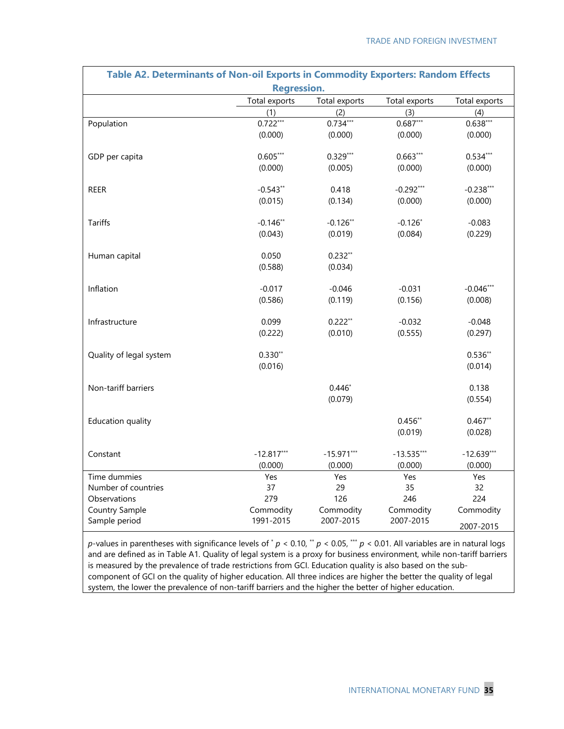**Table A2. Determinants of Non-oil Exports in Commodity Exporters: Random Effects Regression.**

| | Total exports | Total exports | Total exports | Total exports |
|---|---|---|---|---|
| | (1) | (2) | (3) | (4) |
| Population | 0.722*** | 0.734*** | 0.687*** | 0.638*** |
| | (0.000) | (0.000) | (0.000) | (0.000) |
| GDP per capita | 0.605*** | 0.329*** | 0.663*** | 0.534*** |
| | (0.000) | (0.005) | (0.000) | (0.000) |
| REER | -0.543** | 0.418 | -0.292*** | -0.238*** |
| | (0.015) | (0.134) | (0.000) | (0.000) |
| Tariffs | -0.146** | -0.126** | -0.126* | -0.083 |
| | (0.043) | (0.019) | (0.084) | (0.229) |
| Human capital | 0.050 | 0.232** | | |
| | (0.588) | (0.034) | | |
| Inflation | -0.017 | -0.046 | -0.031 | -0.046*** |
| | (0.586) | (0.119) | (0.156) | (0.008) |
| Infrastructure | 0.099 | 0.222** | -0.032 | -0.048 |
| | (0.222) | (0.010) | (0.555) | (0.297) |
| Quality of legal system | 0.330** | | | 0.536** |
| | (0.016) | | | (0.014) |
| Non-tariff barriers | | 0.446* | | 0.138 |
| | | (0.079) | | (0.554) |
| Education quality | | | 0.456** | 0.467** |
| | | | (0.019) | (0.028) |
| Constant | -12.817*** | -15.971*** | -13.535*** | -12.639*** |
| | (0.000) | (0.000) | (0.000) | (0.000) |
| Time dummies | Yes | Yes | Yes | Yes |
| Number of countries | 37 | 29 | 35 | 32 |
| Observations | 279 | 126 | 246 | 224 |
| Country Sample | Commodity | Commodity | Commodity | Commodity |
| Sample period | 1991-2015 | 2007-2015 | 2007-2015 | 2007-2015 |

*p*-values in parentheses with significance levels of * $p < 0.10$, ** $p < 0.05$, *** $p < 0.01$. All variables are in natural logs and are defined as in Table A1. Quality of legal system is a proxy for business environment, while non-tariff barriers is measured by the prevalence of trade restrictions from GCI. Education quality is also based on the sub-component of GCI on the quality of higher education. All three indices are higher the better the quality of legal system, the lower the prevalence of non-tariff barriers and the higher the better of higher education.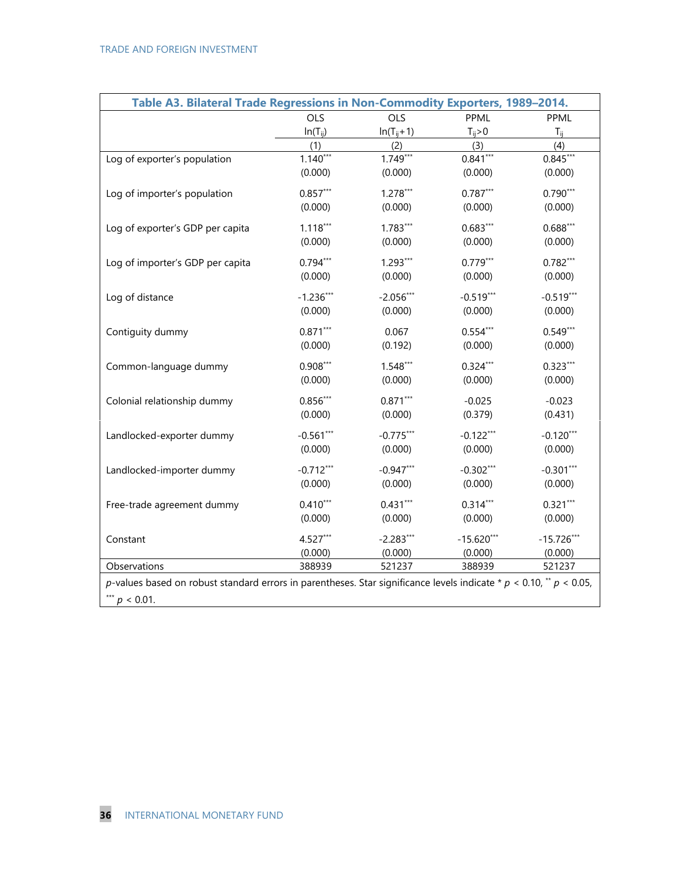**Table A3. Bilateral Trade Regressions in Non-Commodity Exporters, 1989–2014.**

| | OLS $\ln(T_{ij})$ (1) | OLS $\ln(T_{ij}+1)$ (2) | PPML $T_{ij}>0$ (3) | PPML $T_{ij}$ (4) |
|---|---|---|---|---|
| Log of exporter's population | 1.140*** | 1.749*** | 0.841*** | 0.845*** |
| | (0.000) | (0.000) | (0.000) | (0.000) |
| Log of importer's population | 0.857*** | 1.278*** | 0.787*** | 0.790*** |
| | (0.000) | (0.000) | (0.000) | (0.000) |
| Log of exporter's GDP per capita | 1.118*** | 1.783*** | 0.683*** | 0.688*** |
| | (0.000) | (0.000) | (0.000) | (0.000) |
| Log of importer's GDP per capita | 0.794*** | 1.293*** | 0.779*** | 0.782*** |
| | (0.000) | (0.000) | (0.000) | (0.000) |
| Log of distance | -1.236*** | -2.056*** | -0.519*** | -0.519*** |
| | (0.000) | (0.000) | (0.000) | (0.000) |
| Contiguity dummy | 0.871*** | 0.067 | 0.554*** | 0.549*** |
| | (0.000) | (0.192) | (0.000) | (0.000) |
| Common-language dummy | 0.908*** | 1.548*** | 0.324*** | 0.323*** |
| | (0.000) | (0.000) | (0.000) | (0.000) |
| Colonial relationship dummy | 0.856*** | 0.871*** | -0.025 | -0.023 |
| | (0.000) | (0.000) | (0.379) | (0.431) |
| Landlocked-exporter dummy | -0.561*** | -0.775*** | -0.122*** | -0.120*** |
| | (0.000) | (0.000) | (0.000) | (0.000) |
| Landlocked-importer dummy | -0.712*** | -0.947*** | -0.302*** | -0.301*** |
| | (0.000) | (0.000) | (0.000) | (0.000) |
| Free-trade agreement dummy | 0.410*** | 0.431*** | 0.314*** | 0.321*** |
| | (0.000) | (0.000) | (0.000) | (0.000) |
| Constant | 4.527*** | -2.283*** | -15.620*** | -15.726*** |
| | (0.000) | (0.000) | (0.000) | (0.000) |
| Observations | 388939 | 521237 | 388939 | 521237 |

*p*-values based on robust standard errors in parentheses. Star significance levels indicate * $p < 0.10$, ** $p < 0.05$, *** $p < 0.01$.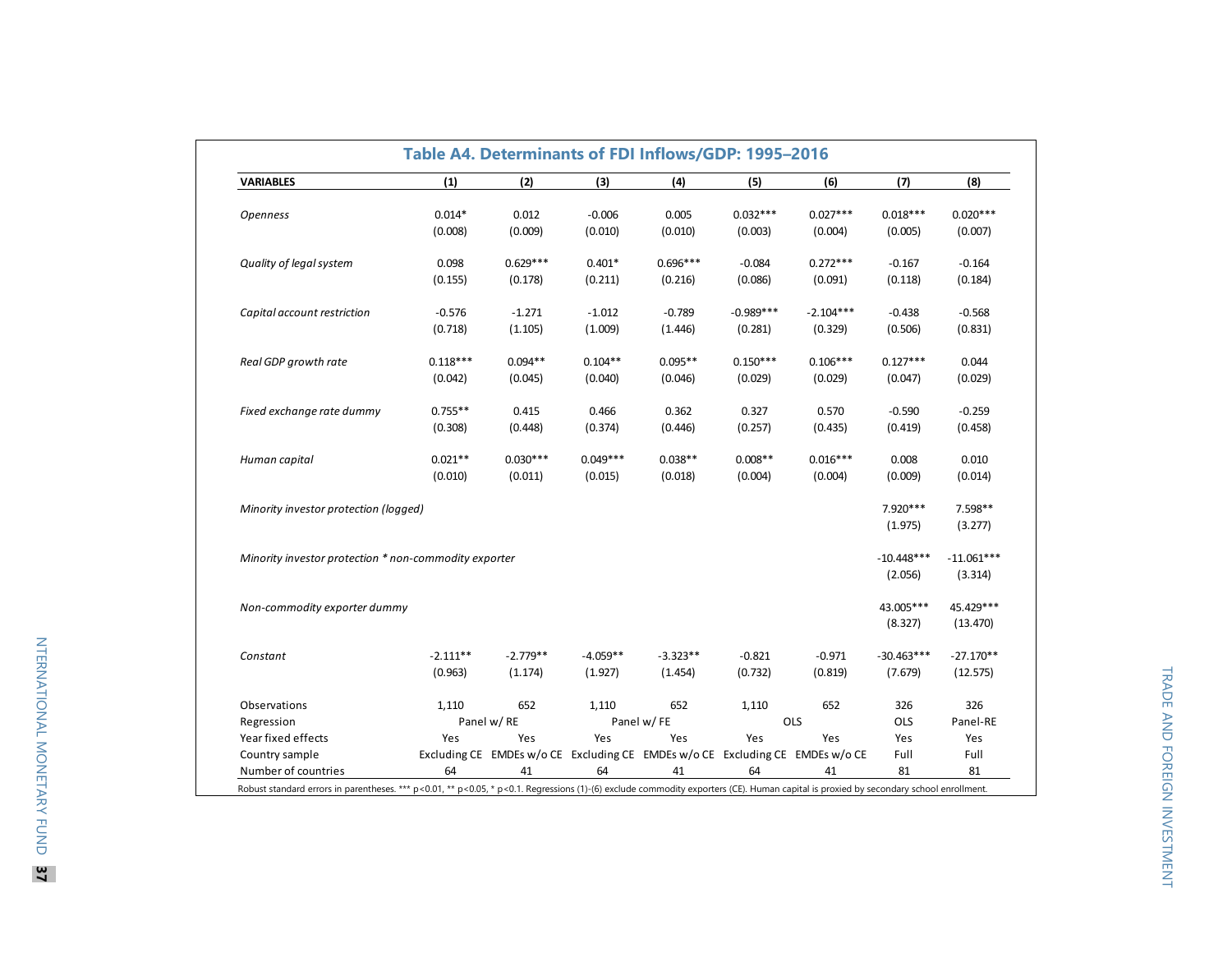## Table A4. Determinants of FDI Inflows/GDP: 1995–2016

| VARIABLES | (1) | (2) | (3) | (4) | (5) | (6) | (7) | (8) |
|---|---|---|---|---|---|---|---|---|
| *Openness* | 0.014* | 0.012 | -0.006 | 0.005 | 0.032*** | 0.027*** | 0.018*** | 0.020*** |
| | (0.008) | (0.009) | (0.010) | (0.010) | (0.003) | (0.004) | (0.005) | (0.007) |
| *Quality of legal system* | 0.098 | 0.629*** | 0.401* | 0.696*** | -0.084 | 0.272*** | -0.167 | -0.164 |
| | (0.155) | (0.178) | (0.211) | (0.216) | (0.086) | (0.091) | (0.118) | (0.184) |
| *Capital account restriction* | -0.576 | -1.271 | -1.012 | -0.789 | -0.989*** | -2.104*** | -0.438 | -0.568 |
| | (0.718) | (1.105) | (1.009) | (1.446) | (0.281) | (0.329) | (0.506) | (0.831) |
| *Real GDP growth rate* | 0.118*** | 0.094** | 0.104** | 0.095** | 0.150*** | 0.106*** | 0.127*** | 0.044 |
| | (0.042) | (0.045) | (0.040) | (0.046) | (0.029) | (0.029) | (0.047) | (0.029) |
| *Fixed exchange rate dummy* | 0.755** | 0.415 | 0.466 | 0.362 | 0.327 | 0.570 | -0.590 | -0.259 |
| | (0.308) | (0.448) | (0.374) | (0.446) | (0.257) | (0.435) | (0.419) | (0.458) |
| *Human capital* | 0.021** | 0.030*** | 0.049*** | 0.038** | 0.008** | 0.016*** | 0.008 | 0.010 |
| | (0.010) | (0.011) | (0.015) | (0.018) | (0.004) | (0.004) | (0.009) | (0.014) |
| *Minority investor protection (logged)* | | | | | | | 7.920*** | 7.598** |
| | | | | | | | (1.975) | (3.277) |
| *Minority investor protection * non-commodity exporter* | | | | | | | -10.448*** | -11.061*** |
| | | | | | | | (2.056) | (3.314) |
| *Non-commodity exporter dummy* | | | | | | | 43.005*** | 45.429*** |
| | | | | | | | (8.327) | (13.470) |
| *Constant* | -2.111** | -2.779** | -4.059** | -3.323** | -0.821 | -0.971 | -30.463*** | -27.170** |
| | (0.963) | (1.174) | (1.927) | (1.454) | (0.732) | (0.819) | (7.679) | (12.575) |
| Observations | 1,110 | 652 | 1,110 | 652 | 1,110 | 652 | 326 | 326 |
| Regression | Panel w/ RE | | Panel w/ FE | | OLS | | OLS | Panel-RE |
| Year fixed effects | Yes | Yes | Yes | Yes | Yes | Yes | Yes | Yes |
| Country sample | Excluding CE | EMDEs w/o CE | Excluding CE | EMDEs w/o CE | Excluding CE | EMDEs w/o CE | Full | Full |
| Number of countries | 64 | 41 | 64 | 41 | 64 | 41 | 81 | 81 |

Robust standard errors in parentheses. *** p<0.01, ** p<0.05, * p<0.1. Regressions (1)-(6) exclude commodity exporters (CE). Human capital is proxied by secondary school enrollment.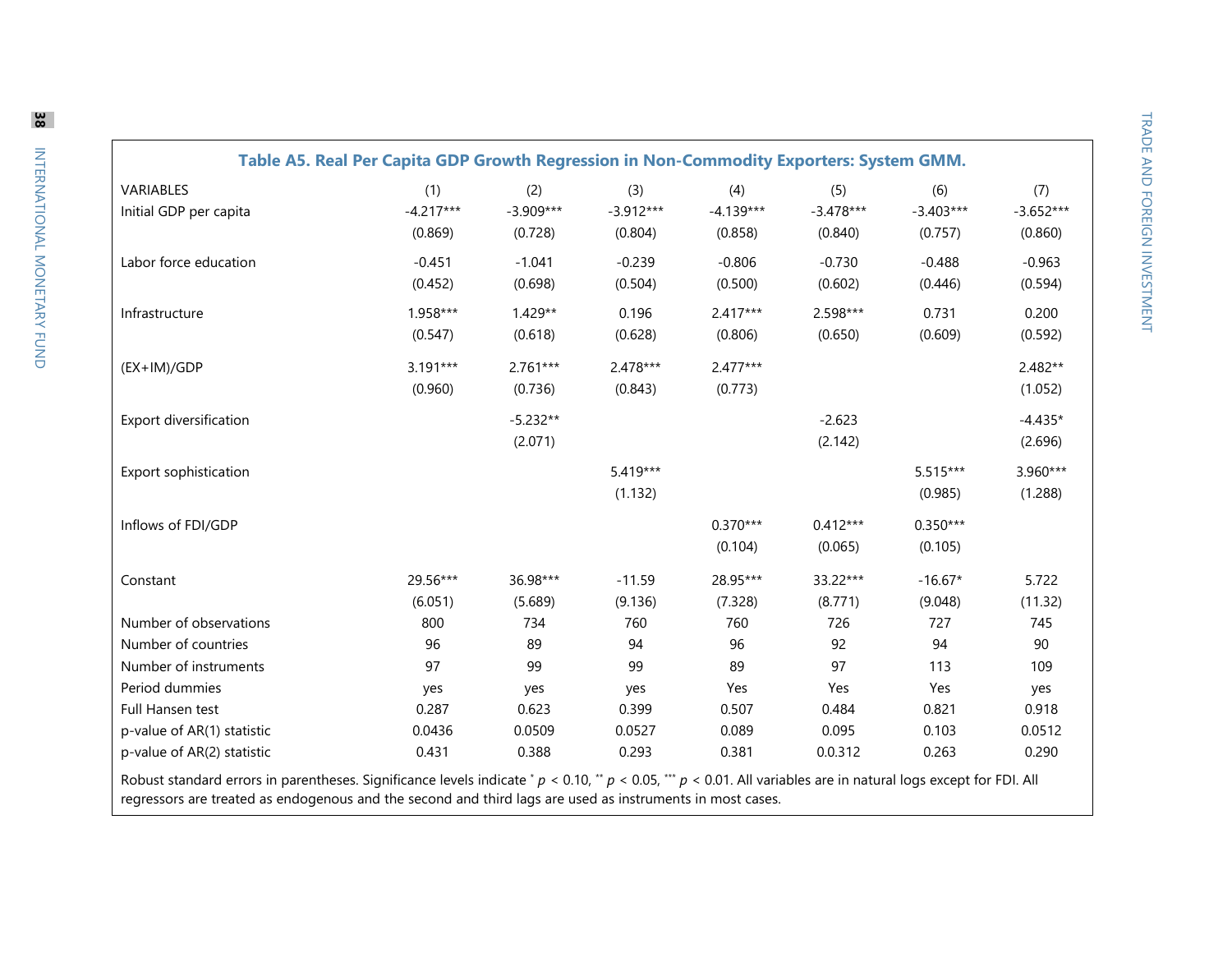**Table A5. Real Per Capita GDP Growth Regression in Non-Commodity Exporters: System GMM.**

| VARIABLES | (1) | (2) | (3) | (4) | (5) | (6) | (7) |
|---|---|---|---|---|---|---|---|
| Initial GDP per capita | -4.217*** | -3.909*** | -3.912*** | -4.139*** | -3.478*** | -3.403*** | -3.652*** |
| | (0.869) | (0.728) | (0.804) | (0.858) | (0.840) | (0.757) | (0.860) |
| Labor force education | -0.451 | -1.041 | -0.239 | -0.806 | -0.730 | -0.488 | -0.963 |
| | (0.452) | (0.698) | (0.504) | (0.500) | (0.602) | (0.446) | (0.594) |
| Infrastructure | 1.958*** | 1.429** | 0.196 | 2.417*** | 2.598*** | 0.731 | 0.200 |
| | (0.547) | (0.618) | (0.628) | (0.806) | (0.650) | (0.609) | (0.592) |
| (EX+IM)/GDP | 3.191*** | 2.761*** | 2.478*** | 2.477*** | | | 2.482** |
| | (0.960) | (0.736) | (0.843) | (0.773) | | | (1.052) |
| Export diversification | | -5.232** | | | -2.623 | | -4.435* |
| | | (2.071) | | | (2.142) | | (2.696) |
| Export sophistication | | | 5.419*** | | | 5.515*** | 3.960*** |
| | | | (1.132) | | | (0.985) | (1.288) |
| Inflows of FDI/GDP | | | | 0.370*** | 0.412*** | 0.350*** | |
| | | | | (0.104) | (0.065) | (0.105) | |
| Constant | 29.56*** | 36.98*** | -11.59 | 28.95*** | 33.22*** | -16.67* | 5.722 |
| | (6.051) | (5.689) | (9.136) | (7.328) | (8.771) | (9.048) | (11.32) |
| Number of observations | 800 | 734 | 760 | 760 | 726 | 727 | 745 |
| Number of countries | 96 | 89 | 94 | 96 | 92 | 94 | 90 |
| Number of instruments | 97 | 99 | 99 | 89 | 97 | 113 | 109 |
| Period dummies | yes | yes | yes | Yes | Yes | Yes | yes |
| Full Hansen test | 0.287 | 0.623 | 0.399 | 0.507 | 0.484 | 0.821 | 0.918 |
| p-value of AR(1) statistic | 0.0436 | 0.0509 | 0.0527 | 0.089 | 0.095 | 0.103 | 0.0512 |
| p-value of AR(2) statistic | 0.431 | 0.388 | 0.293 | 0.381 | 0.0.312 | 0.263 | 0.290 |

Robust standard errors in parentheses. Significance levels indicate * $p < 0.10$, ** $p < 0.05$, *** $p < 0.01$. All variables are in natural logs except for FDI. All regressors are treated as endogenous and the second and third lags are used as instruments in most cases.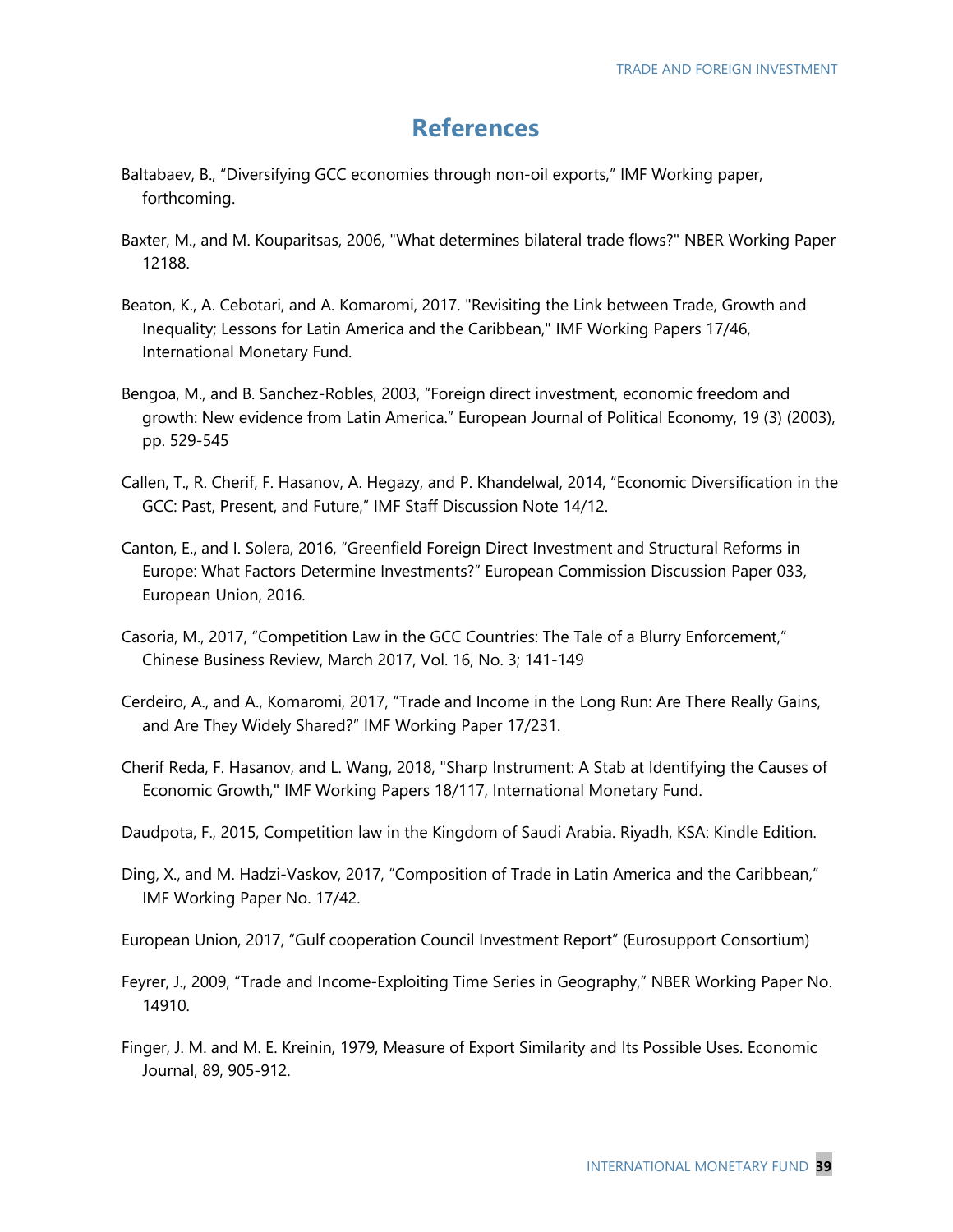# References

Baltabaev, B., “Diversifying GCC economies through non-oil exports,” IMF Working paper, forthcoming.

Baxter, M., and M. Kouparitsas, 2006, "What determines bilateral trade flows?" NBER Working Paper 12188.

Beaton, K., A. Cebotari, and A. Komaromi, 2017. "Revisiting the Link between Trade, Growth and Inequality; Lessons for Latin America and the Caribbean," IMF Working Papers 17/46, International Monetary Fund.

Bengoa, M., and B. Sanchez-Robles, 2003, “Foreign direct investment, economic freedom and growth: New evidence from Latin America.” European Journal of Political Economy, 19 (3) (2003), pp. 529-545

Callen, T., R. Cherif, F. Hasanov, A. Hegazy, and P. Khandelwal, 2014, “Economic Diversification in the GCC: Past, Present, and Future,” IMF Staff Discussion Note 14/12.

Canton, E., and I. Solera, 2016, “Greenfield Foreign Direct Investment and Structural Reforms in Europe: What Factors Determine Investments?” European Commission Discussion Paper 033, European Union, 2016.

Casoria, M., 2017, “Competition Law in the GCC Countries: The Tale of a Blurry Enforcement,” Chinese Business Review, March 2017, Vol. 16, No. 3; 141-149

Cerdeiro, A., and A., Komaromi, 2017, “Trade and Income in the Long Run: Are There Really Gains, and Are They Widely Shared?” IMF Working Paper 17/231.

Cherif Reda, F. Hasanov, and L. Wang, 2018, "Sharp Instrument: A Stab at Identifying the Causes of Economic Growth," IMF Working Papers 18/117, International Monetary Fund.

Daudpota, F., 2015, Competition law in the Kingdom of Saudi Arabia. Riyadh, KSA: Kindle Edition.

Ding, X., and M. Hadzi-Vaskov, 2017, “Composition of Trade in Latin America and the Caribbean,” IMF Working Paper No. 17/42.

European Union, 2017, “Gulf cooperation Council Investment Report” (Eurosupport Consortium)

Feyrer, J., 2009, “Trade and Income-Exploiting Time Series in Geography,” NBER Working Paper No. 14910.

Finger, J. M. and M. E. Kreinin, 1979, Measure of Export Similarity and Its Possible Uses. Economic Journal, 89, 905-912.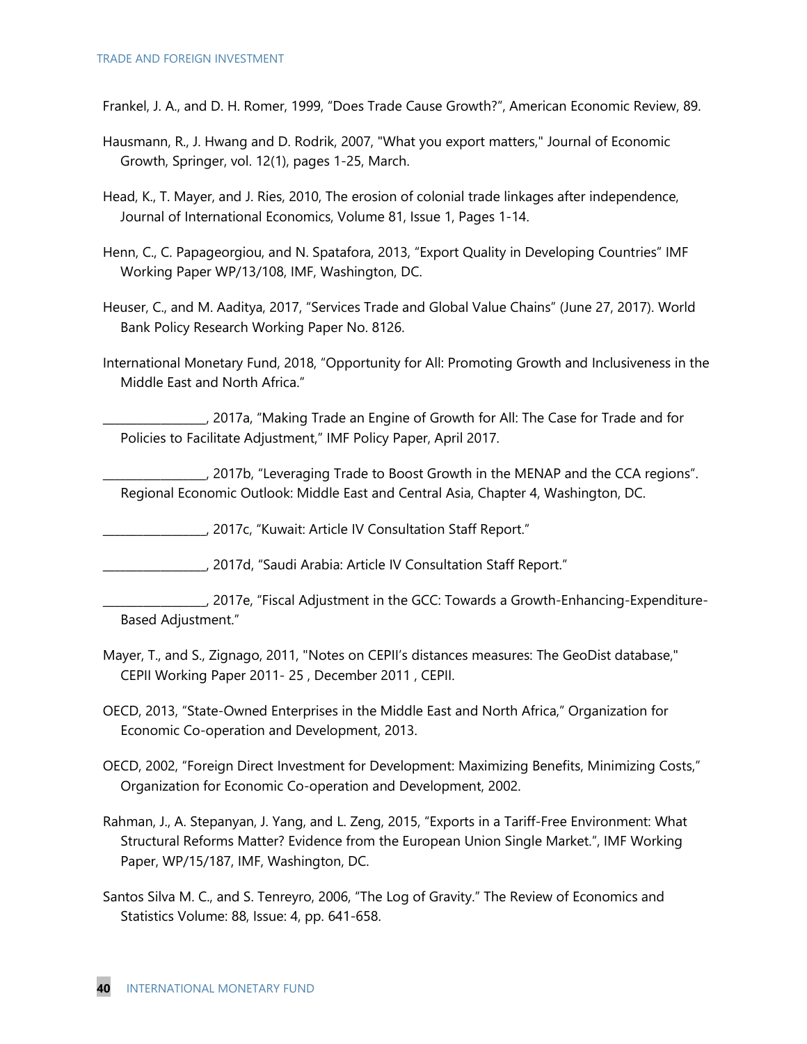Frankel, J. A., and D. H. Romer, 1999, "Does Trade Cause Growth?", American Economic Review, 89.

Hausmann, R., J. Hwang and D. Rodrik, 2007, "What you export matters," Journal of Economic Growth, Springer, vol. 12(1), pages 1-25, March.

Head, K., T. Mayer, and J. Ries, 2010, The erosion of colonial trade linkages after independence, Journal of International Economics, Volume 81, Issue 1, Pages 1-14.

Henn, C., C. Papageorgiou, and N. Spatafora, 2013, "Export Quality in Developing Countries" IMF Working Paper WP/13/108, IMF, Washington, DC.

Heuser, C., and M. Aaditya, 2017, "Services Trade and Global Value Chains" (June 27, 2017). World Bank Policy Research Working Paper No. 8126.

International Monetary Fund, 2018, "Opportunity for All: Promoting Growth and Inclusiveness in the Middle East and North Africa."

_________________, 2017a, "Making Trade an Engine of Growth for All: The Case for Trade and for Policies to Facilitate Adjustment," IMF Policy Paper, April 2017.

_________________, 2017b, "Leveraging Trade to Boost Growth in the MENAP and the CCA regions". Regional Economic Outlook: Middle East and Central Asia, Chapter 4, Washington, DC.

_________________, 2017c, "Kuwait: Article IV Consultation Staff Report."

_________________, 2017d, "Saudi Arabia: Article IV Consultation Staff Report."

_________________, 2017e, "Fiscal Adjustment in the GCC: Towards a Growth-Enhancing-Expenditure-Based Adjustment."

Mayer, T., and S., Zignago, 2011, "Notes on CEPII's distances measures: The GeoDist database," CEPII Working Paper 2011- 25 , December 2011 , CEPII.

OECD, 2013, "State-Owned Enterprises in the Middle East and North Africa," Organization for Economic Co-operation and Development, 2013.

OECD, 2002, "Foreign Direct Investment for Development: Maximizing Benefits, Minimizing Costs," Organization for Economic Co-operation and Development, 2002.

Rahman, J., A. Stepanyan, J. Yang, and L. Zeng, 2015, "Exports in a Tariff-Free Environment: What Structural Reforms Matter? Evidence from the European Union Single Market.", IMF Working Paper, WP/15/187, IMF, Washington, DC.

Santos Silva M. C., and S. Tenreyro, 2006, "The Log of Gravity." The Review of Economics and Statistics Volume: 88, Issue: 4, pp. 641-658.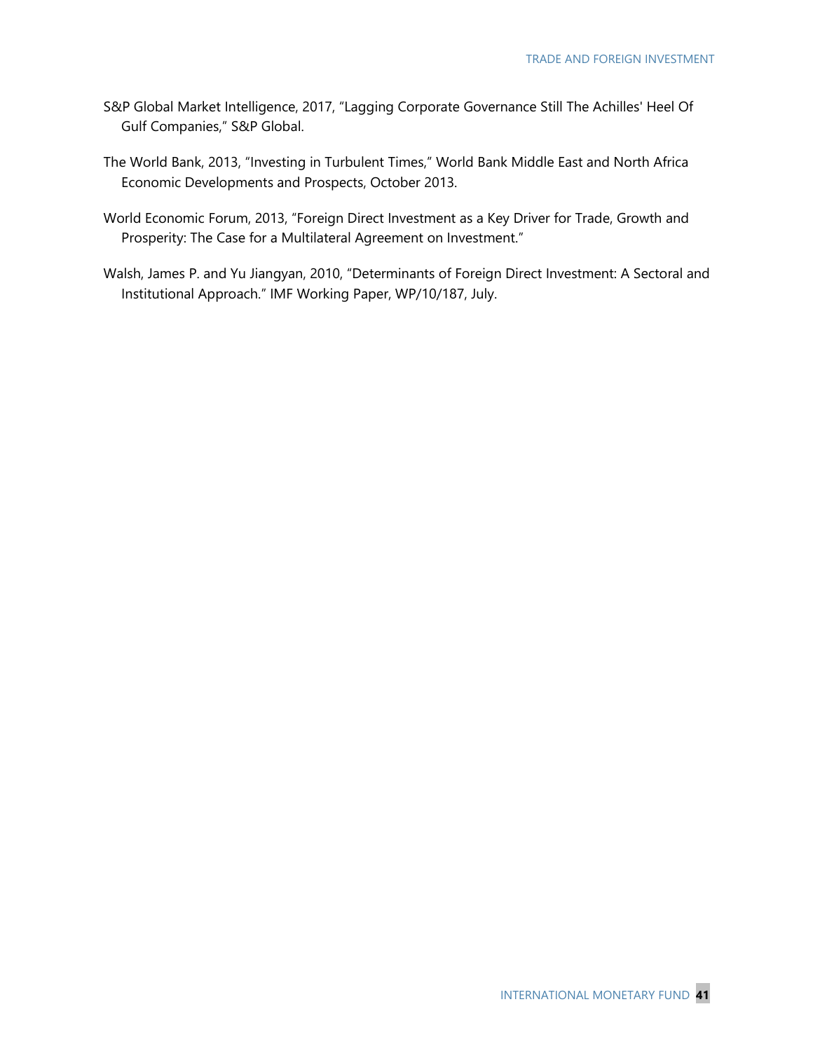S&P Global Market Intelligence, 2017, "Lagging Corporate Governance Still The Achilles' Heel Of Gulf Companies," S&P Global.

The World Bank, 2013, "Investing in Turbulent Times," World Bank Middle East and North Africa Economic Developments and Prospects, October 2013.

World Economic Forum, 2013, "Foreign Direct Investment as a Key Driver for Trade, Growth and Prosperity: The Case for a Multilateral Agreement on Investment."

Walsh, James P. and Yu Jiangyan, 2010, "Determinants of Foreign Direct Investment: A Sectoral and Institutional Approach." IMF Working Paper, WP/10/187, July.